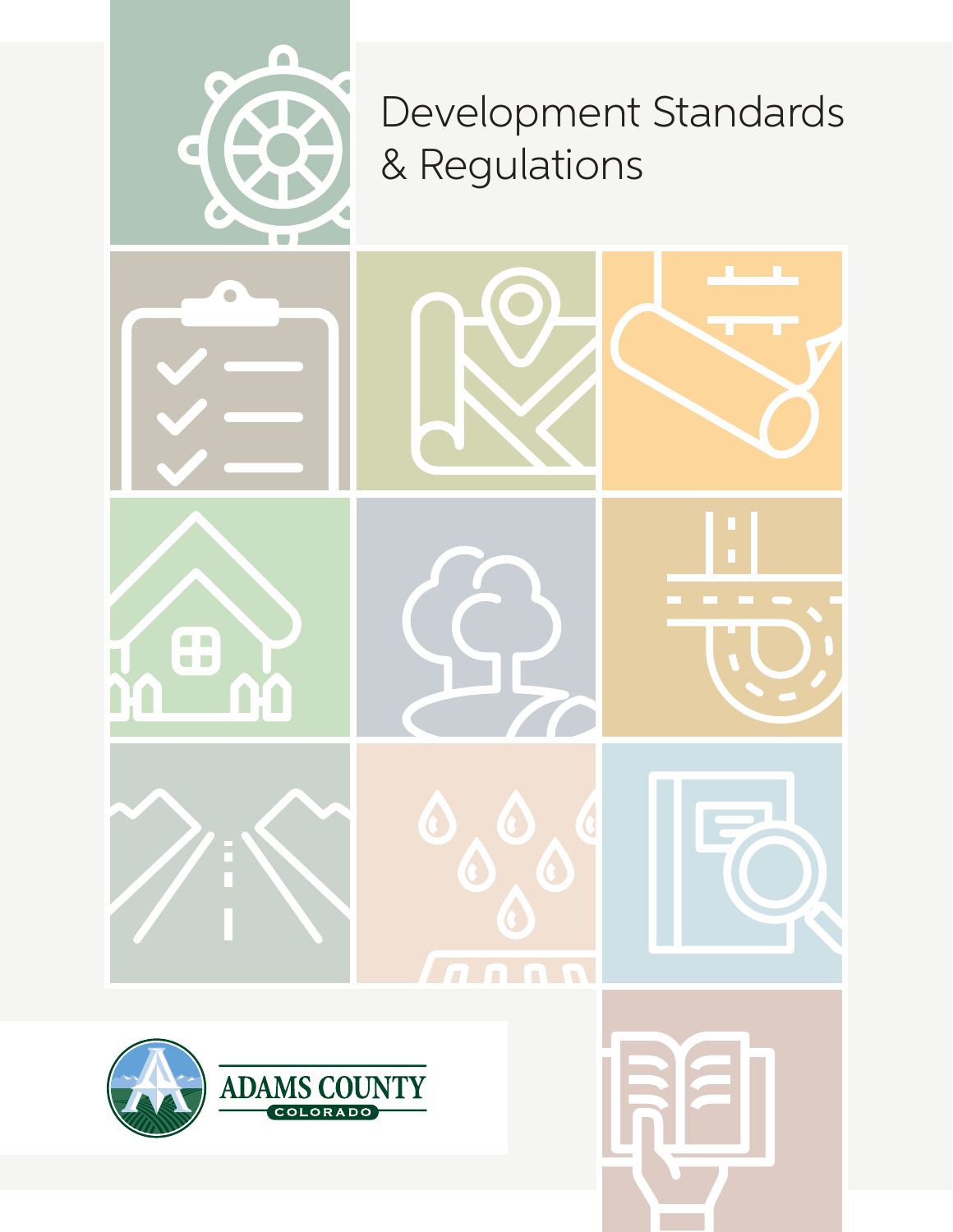# Development Standards & Regulations

ADAMS COUNTY

COLORADO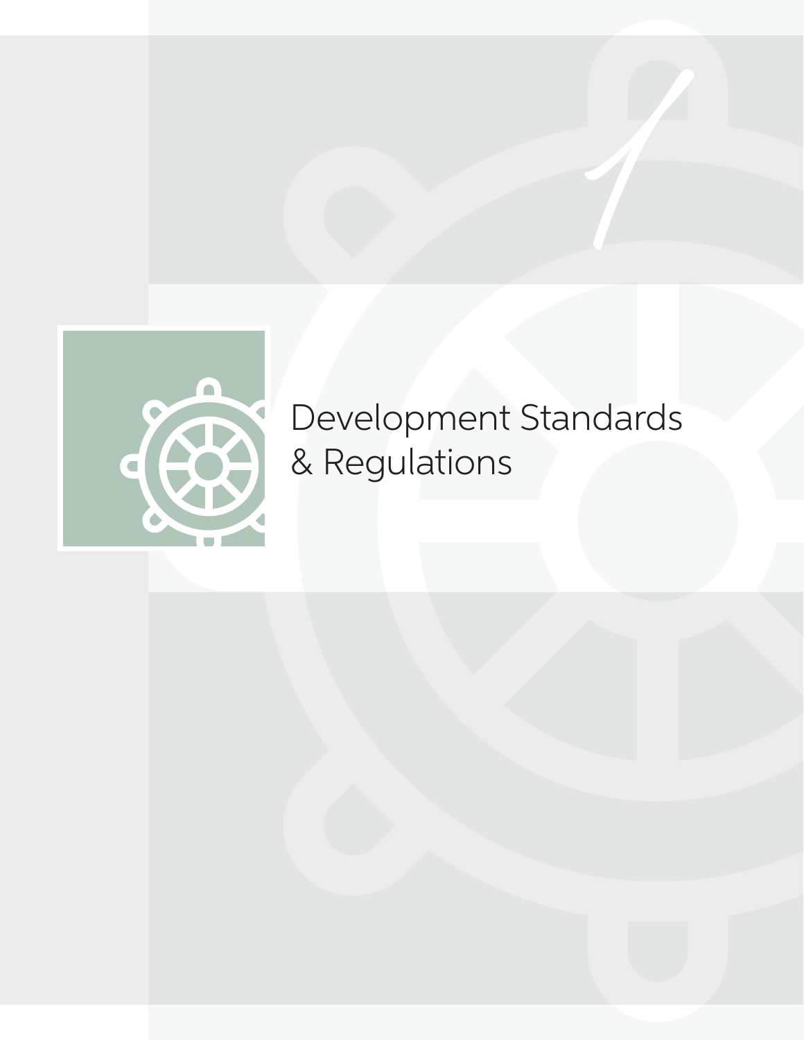# 1

# Development Standards & Regulations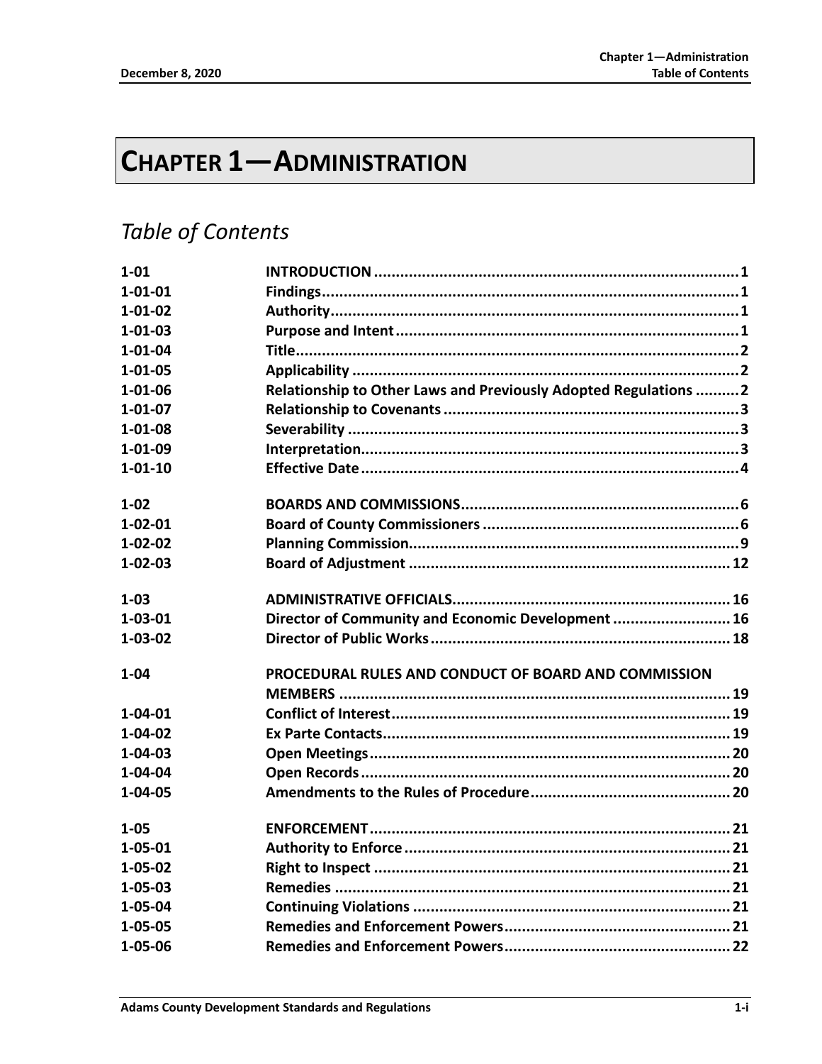# CHAPTER 1—ADMINISTRATION

## *Table of Contents*

| | | |
|---|---|---|
| 1-01 | **INTRODUCTION** | 1 |
| 1-01-01 | **Findings** | 1 |
| 1-01-02 | **Authority** | 1 |
| 1-01-03 | **Purpose and Intent** | 1 |
| 1-01-04 | **Title** | 2 |
| 1-01-05 | **Applicability** | 2 |
| 1-01-06 | **Relationship to Other Laws and Previously Adopted Regulations** | 2 |
| 1-01-07 | **Relationship to Covenants** | 3 |
| 1-01-08 | **Severability** | 3 |
| 1-01-09 | **Interpretation** | 3 |
| 1-01-10 | **Effective Date** | 4 |
| 1-02 | **BOARDS AND COMMISSIONS** | 6 |
| 1-02-01 | **Board of County Commissioners** | 6 |
| 1-02-02 | **Planning Commission** | 9 |
| 1-02-03 | **Board of Adjustment** | 12 |
| 1-03 | **ADMINISTRATIVE OFFICIALS** | 16 |
| 1-03-01 | **Director of Community and Economic Development** | 16 |
| 1-03-02 | **Director of Public Works** | 18 |
| 1-04 | **PROCEDURAL RULES AND CONDUCT OF BOARD AND COMMISSION MEMBERS** | 19 |
| 1-04-01 | **Conflict of Interest** | 19 |
| 1-04-02 | **Ex Parte Contacts** | 19 |
| 1-04-03 | **Open Meetings** | 20 |
| 1-04-04 | **Open Records** | 20 |
| 1-04-05 | **Amendments to the Rules of Procedure** | 20 |
| 1-05 | **ENFORCEMENT** | 21 |
| 1-05-01 | **Authority to Enforce** | 21 |
| 1-05-02 | **Right to Inspect** | 21 |
| 1-05-03 | **Remedies** | 21 |
| 1-05-04 | **Continuing Violations** | 21 |
| 1-05-05 | **Remedies and Enforcement Powers** | 21 |
| 1-05-06 | **Remedies and Enforcement Powers** | 22 |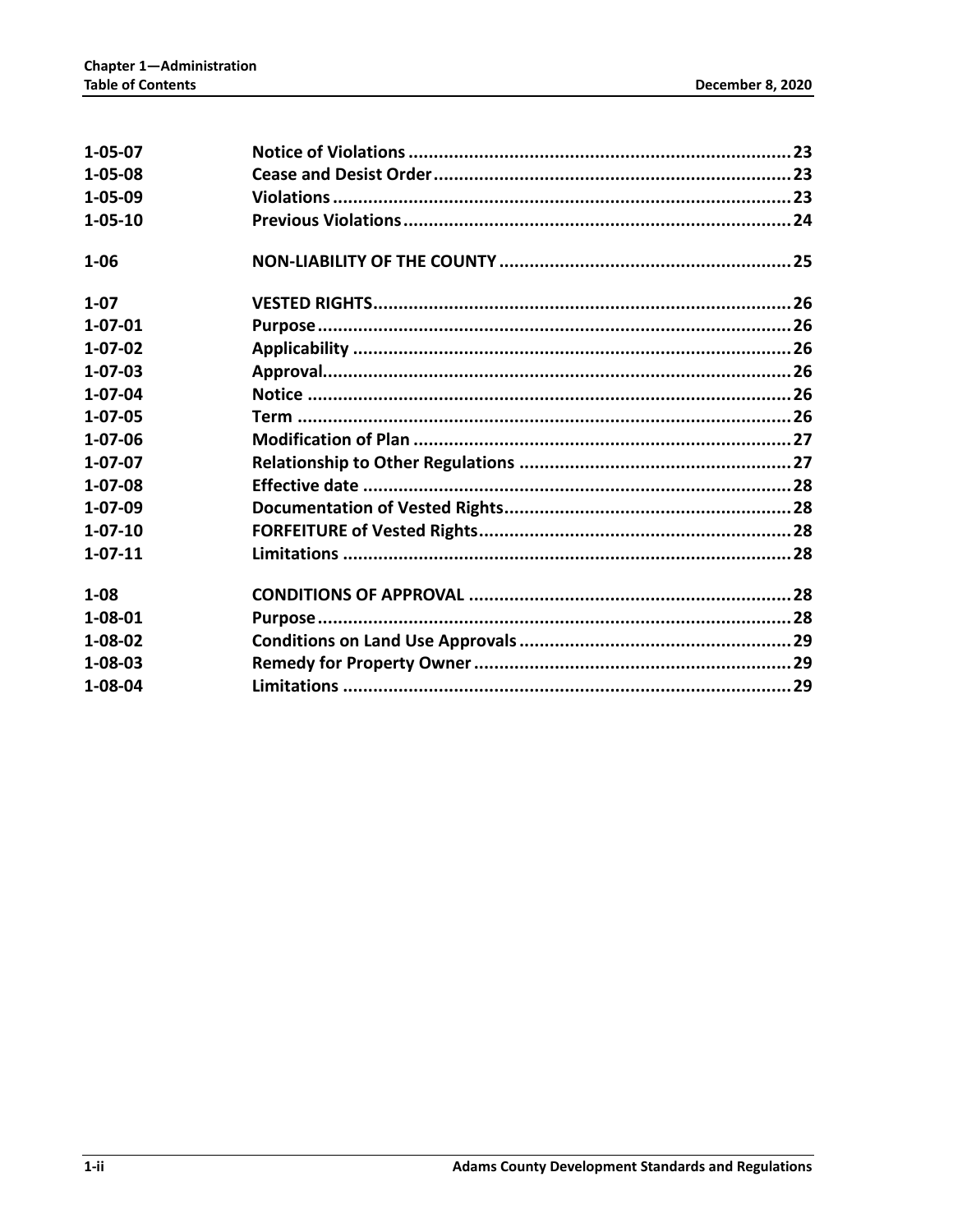| | | |
|---|---|---|
| 1-05-07 | Notice of Violations | 23 |
| 1-05-08 | Cease and Desist Order | 23 |
| 1-05-09 | Violations | 23 |
| 1-05-10 | Previous Violations | 24 |
| 1-06 | NON-LIABILITY OF THE COUNTY | 25 |
| 1-07 | VESTED RIGHTS | 26 |
| 1-07-01 | Purpose | 26 |
| 1-07-02 | Applicability | 26 |
| 1-07-03 | Approval | 26 |
| 1-07-04 | Notice | 26 |
| 1-07-05 | Term | 26 |
| 1-07-06 | Modification of Plan | 27 |
| 1-07-07 | Relationship to Other Regulations | 27 |
| 1-07-08 | Effective date | 28 |
| 1-07-09 | Documentation of Vested Rights | 28 |
| 1-07-10 | FORFEITURE of Vested Rights | 28 |
| 1-07-11 | Limitations | 28 |
| 1-08 | CONDITIONS OF APPROVAL | 28 |
| 1-08-01 | Purpose | 28 |
| 1-08-02 | Conditions on Land Use Approvals | 29 |
| 1-08-03 | Remedy for Property Owner | 29 |
| 1-08-04 | Limitations | 29 |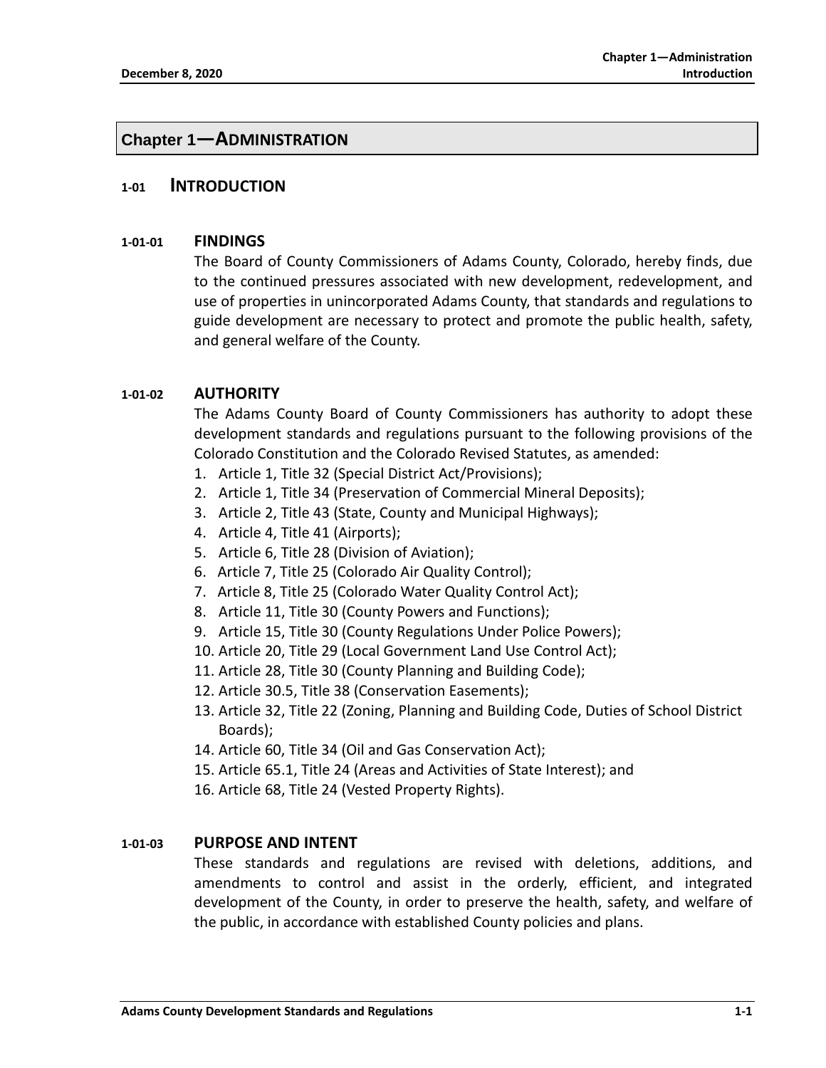# Chapter 1—ADMINISTRATION

## 1-01 INTRODUCTION

### 1-01-01 FINDINGS

The Board of County Commissioners of Adams County, Colorado, hereby finds, due to the continued pressures associated with new development, redevelopment, and use of properties in unincorporated Adams County, that standards and regulations to guide development are necessary to protect and promote the public health, safety, and general welfare of the County.

### 1-01-02 AUTHORITY

The Adams County Board of County Commissioners has authority to adopt these development standards and regulations pursuant to the following provisions of the Colorado Constitution and the Colorado Revised Statutes, as amended:

1. Article 1, Title 32 (Special District Act/Provisions);
2. Article 1, Title 34 (Preservation of Commercial Mineral Deposits);
3. Article 2, Title 43 (State, County and Municipal Highways);
4. Article 4, Title 41 (Airports);
5. Article 6, Title 28 (Division of Aviation);
6. Article 7, Title 25 (Colorado Air Quality Control);
7. Article 8, Title 25 (Colorado Water Quality Control Act);
8. Article 11, Title 30 (County Powers and Functions);
9. Article 15, Title 30 (County Regulations Under Police Powers);
10. Article 20, Title 29 (Local Government Land Use Control Act);
11. Article 28, Title 30 (County Planning and Building Code);
12. Article 30.5, Title 38 (Conservation Easements);
13. Article 32, Title 22 (Zoning, Planning and Building Code, Duties of School District Boards);
14. Article 60, Title 34 (Oil and Gas Conservation Act);
15. Article 65.1, Title 24 (Areas and Activities of State Interest); and
16. Article 68, Title 24 (Vested Property Rights).

### 1-01-03 PURPOSE AND INTENT

These standards and regulations are revised with deletions, additions, and amendments to control and assist in the orderly, efficient, and integrated development of the County, in order to preserve the health, safety, and welfare of the public, in accordance with established County policies and plans.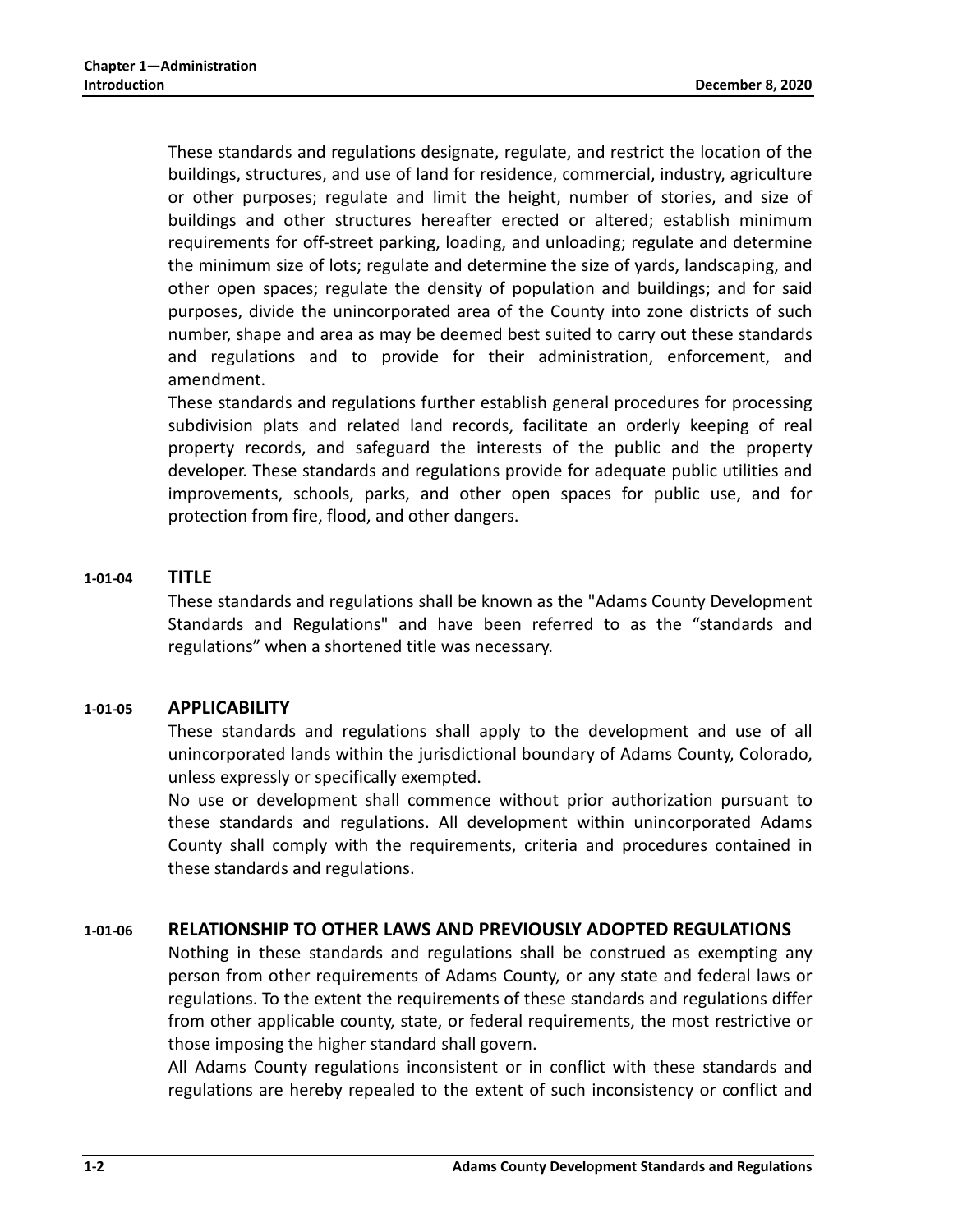These standards and regulations designate, regulate, and restrict the location of the buildings, structures, and use of land for residence, commercial, industry, agriculture or other purposes; regulate and limit the height, number of stories, and size of buildings and other structures hereafter erected or altered; establish minimum requirements for off-street parking, loading, and unloading; regulate and determine the minimum size of lots; regulate and determine the size of yards, landscaping, and other open spaces; regulate the density of population and buildings; and for said purposes, divide the unincorporated area of the County into zone districts of such number, shape and area as may be deemed best suited to carry out these standards and regulations and to provide for their administration, enforcement, and amendment.

These standards and regulations further establish general procedures for processing subdivision plats and related land records, facilitate an orderly keeping of real property records, and safeguard the interests of the public and the property developer. These standards and regulations provide for adequate public utilities and improvements, schools, parks, and other open spaces for public use, and for protection from fire, flood, and other dangers.

## 1-01-04 TITLE

These standards and regulations shall be known as the "Adams County Development Standards and Regulations" and have been referred to as the “standards and regulations” when a shortened title was necessary.

## 1-01-05 APPLICABILITY

These standards and regulations shall apply to the development and use of all unincorporated lands within the jurisdictional boundary of Adams County, Colorado, unless expressly or specifically exempted.

No use or development shall commence without prior authorization pursuant to these standards and regulations. All development within unincorporated Adams County shall comply with the requirements, criteria and procedures contained in these standards and regulations.

## 1-01-06 RELATIONSHIP TO OTHER LAWS AND PREVIOUSLY ADOPTED REGULATIONS

Nothing in these standards and regulations shall be construed as exempting any person from other requirements of Adams County, or any state and federal laws or regulations. To the extent the requirements of these standards and regulations differ from other applicable county, state, or federal requirements, the most restrictive or those imposing the higher standard shall govern.

All Adams County regulations inconsistent or in conflict with these standards and regulations are hereby repealed to the extent of such inconsistency or conflict and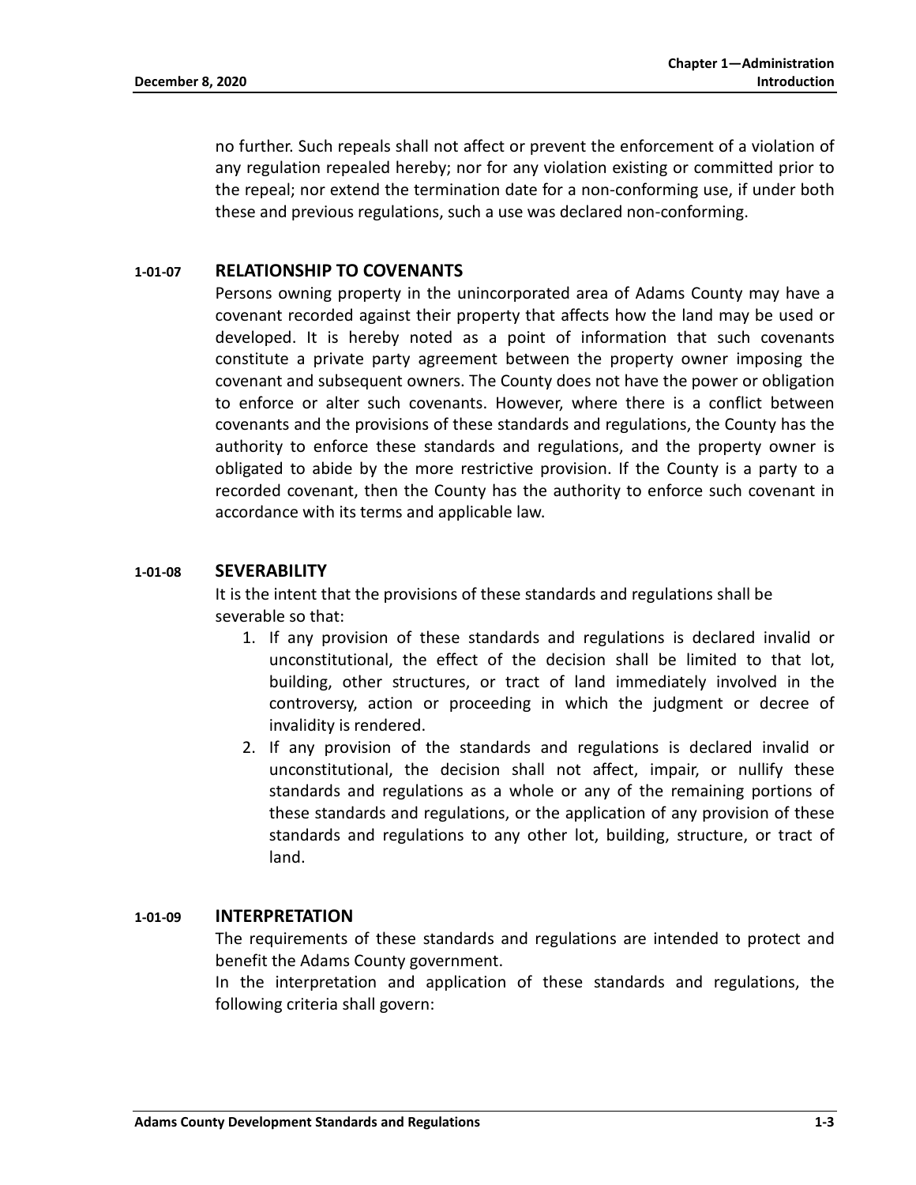no further. Such repeals shall not affect or prevent the enforcement of a violation of any regulation repealed hereby; nor for any violation existing or committed prior to the repeal; nor extend the termination date for a non-conforming use, if under both these and previous regulations, such a use was declared non-conforming.

## 1-01-07 RELATIONSHIP TO COVENANTS

Persons owning property in the unincorporated area of Adams County may have a covenant recorded against their property that affects how the land may be used or developed. It is hereby noted as a point of information that such covenants constitute a private party agreement between the property owner imposing the covenant and subsequent owners. The County does not have the power or obligation to enforce or alter such covenants. However, where there is a conflict between covenants and the provisions of these standards and regulations, the County has the authority to enforce these standards and regulations, and the property owner is obligated to abide by the more restrictive provision. If the County is a party to a recorded covenant, then the County has the authority to enforce such covenant in accordance with its terms and applicable law.

## 1-01-08 SEVERABILITY

It is the intent that the provisions of these standards and regulations shall be severable so that:

1. If any provision of these standards and regulations is declared invalid or unconstitutional, the effect of the decision shall be limited to that lot, building, other structures, or tract of land immediately involved in the controversy, action or proceeding in which the judgment or decree of invalidity is rendered.
2. If any provision of the standards and regulations is declared invalid or unconstitutional, the decision shall not affect, impair, or nullify these standards and regulations as a whole or any of the remaining portions of these standards and regulations, or the application of any provision of these standards and regulations to any other lot, building, structure, or tract of land.

## 1-01-09 INTERPRETATION

The requirements of these standards and regulations are intended to protect and benefit the Adams County government.

In the interpretation and application of these standards and regulations, the following criteria shall govern: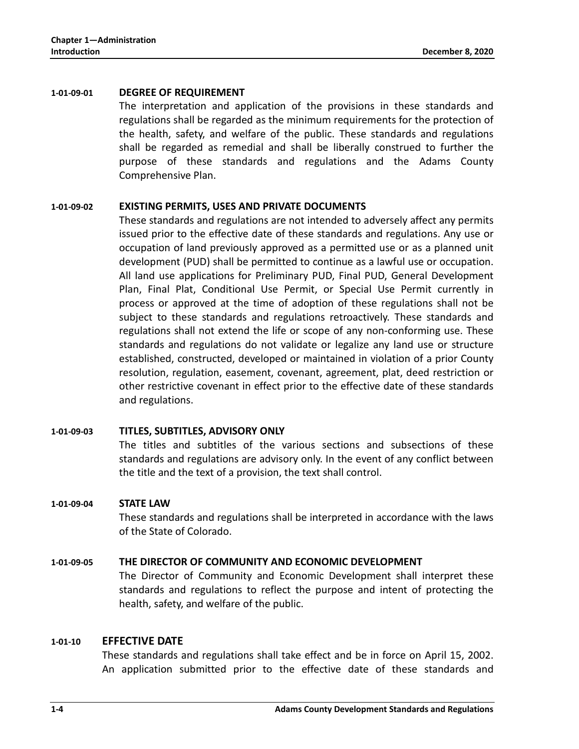**1-01-09-01 DEGREE OF REQUIREMENT**

The interpretation and application of the provisions in these standards and regulations shall be regarded as the minimum requirements for the protection of the health, safety, and welfare of the public. These standards and regulations shall be regarded as remedial and shall be liberally construed to further the purpose of these standards and regulations and the Adams County Comprehensive Plan.

**1-01-09-02 EXISTING PERMITS, USES AND PRIVATE DOCUMENTS**

These standards and regulations are not intended to adversely affect any permits issued prior to the effective date of these standards and regulations. Any use or occupation of land previously approved as a permitted use or as a planned unit development (PUD) shall be permitted to continue as a lawful use or occupation. All land use applications for Preliminary PUD, Final PUD, General Development Plan, Final Plat, Conditional Use Permit, or Special Use Permit currently in process or approved at the time of adoption of these regulations shall not be subject to these standards and regulations retroactively. These standards and regulations shall not extend the life or scope of any non-conforming use. These standards and regulations do not validate or legalize any land use or structure established, constructed, developed or maintained in violation of a prior County resolution, regulation, easement, covenant, agreement, plat, deed restriction or other restrictive covenant in effect prior to the effective date of these standards and regulations.

**1-01-09-03 TITLES, SUBTITLES, ADVISORY ONLY**

The titles and subtitles of the various sections and subsections of these standards and regulations are advisory only. In the event of any conflict between the title and the text of a provision, the text shall control.

**1-01-09-04 STATE LAW**

These standards and regulations shall be interpreted in accordance with the laws of the State of Colorado.

**1-01-09-05 THE DIRECTOR OF COMMUNITY AND ECONOMIC DEVELOPMENT**

The Director of Community and Economic Development shall interpret these standards and regulations to reflect the purpose and intent of protecting the health, safety, and welfare of the public.

## 1-01-10 EFFECTIVE DATE

These standards and regulations shall take effect and be in force on April 15, 2002. An application submitted prior to the effective date of these standards and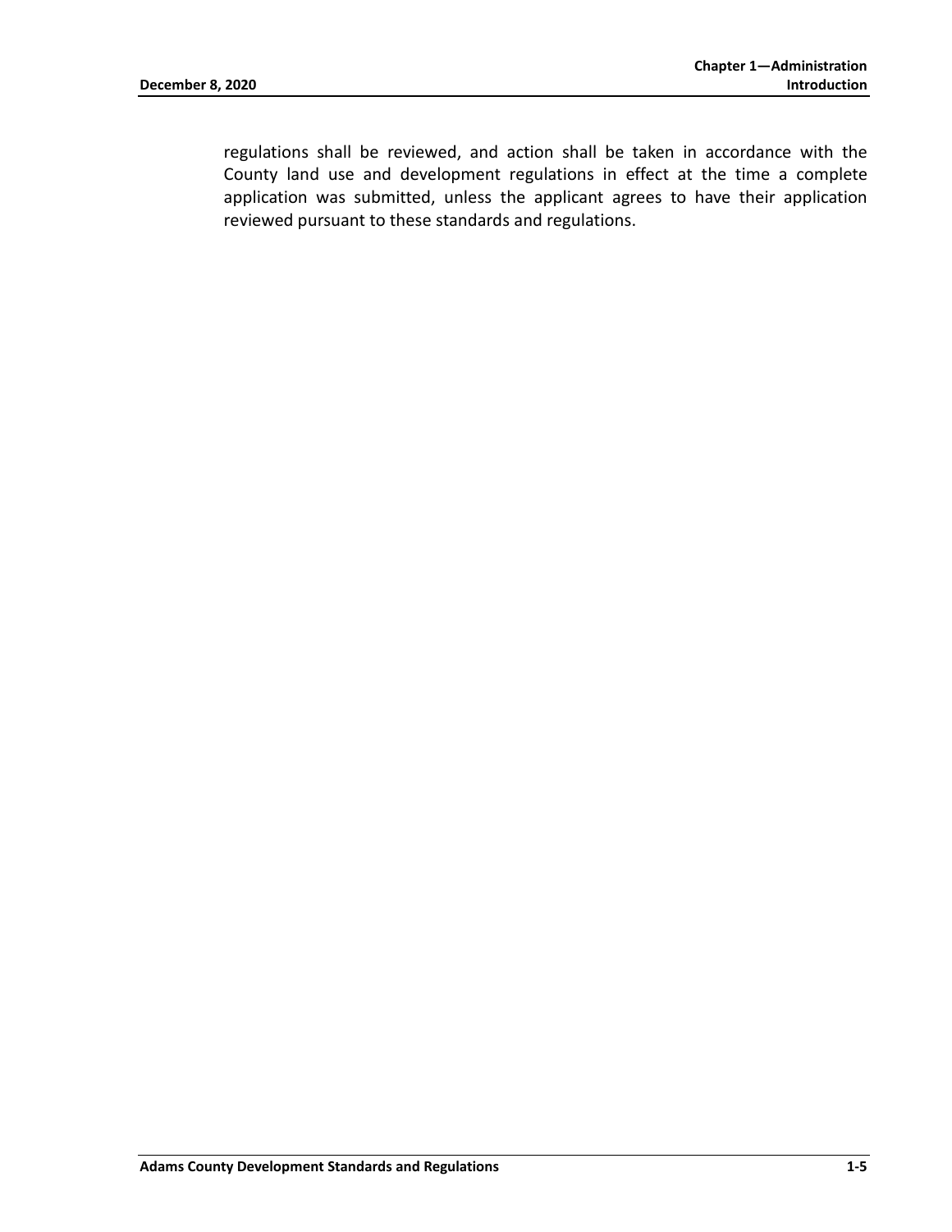regulations shall be reviewed, and action shall be taken in accordance with the County land use and development regulations in effect at the time a complete application was submitted, unless the applicant agrees to have their application reviewed pursuant to these standards and regulations.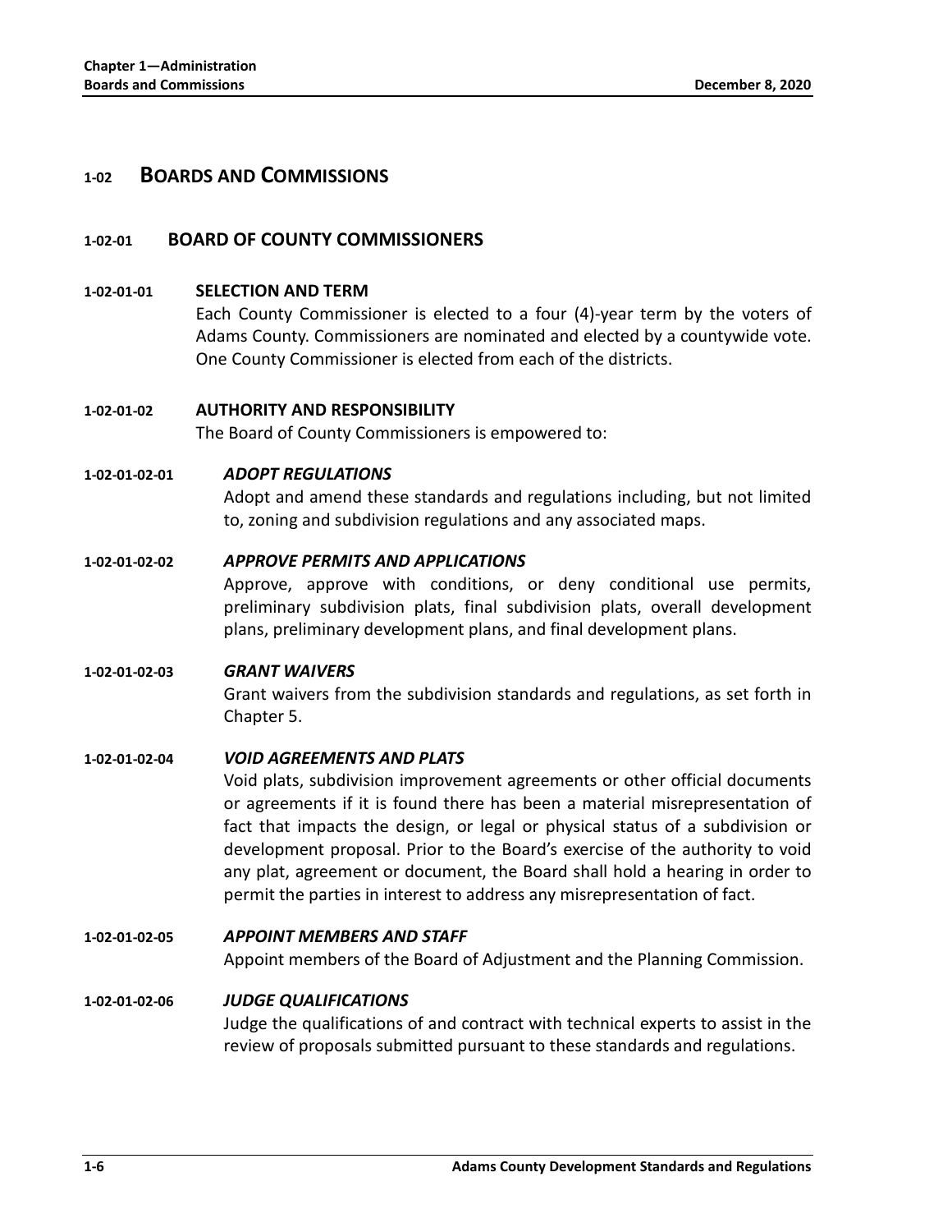# 1-02 BOARDS AND COMMISSIONS

## 1-02-01 BOARD OF COUNTY COMMISSIONERS

### 1-02-01-01 SELECTION AND TERM

Each County Commissioner is elected to a four (4)-year term by the voters of Adams County. Commissioners are nominated and elected by a countywide vote. One County Commissioner is elected from each of the districts.

### 1-02-01-02 AUTHORITY AND RESPONSIBILITY

The Board of County Commissioners is empowered to:

#### 1-02-01-02-01 *ADOPT REGULATIONS*

Adopt and amend these standards and regulations including, but not limited to, zoning and subdivision regulations and any associated maps.

#### 1-02-01-02-02 *APPROVE PERMITS AND APPLICATIONS*

Approve, approve with conditions, or deny conditional use permits, preliminary subdivision plats, final subdivision plats, overall development plans, preliminary development plans, and final development plans.

#### 1-02-01-02-03 *GRANT WAIVERS*

Grant waivers from the subdivision standards and regulations, as set forth in Chapter 5.

#### 1-02-01-02-04 *VOID AGREEMENTS AND PLATS*

Void plats, subdivision improvement agreements or other official documents or agreements if it is found there has been a material misrepresentation of fact that impacts the design, or legal or physical status of a subdivision or development proposal. Prior to the Board's exercise of the authority to void any plat, agreement or document, the Board shall hold a hearing in order to permit the parties in interest to address any misrepresentation of fact.

#### 1-02-01-02-05 *APPOINT MEMBERS AND STAFF*

Appoint members of the Board of Adjustment and the Planning Commission.

#### 1-02-01-02-06 *JUDGE QUALIFICATIONS*

Judge the qualifications of and contract with technical experts to assist in the review of proposals submitted pursuant to these standards and regulations.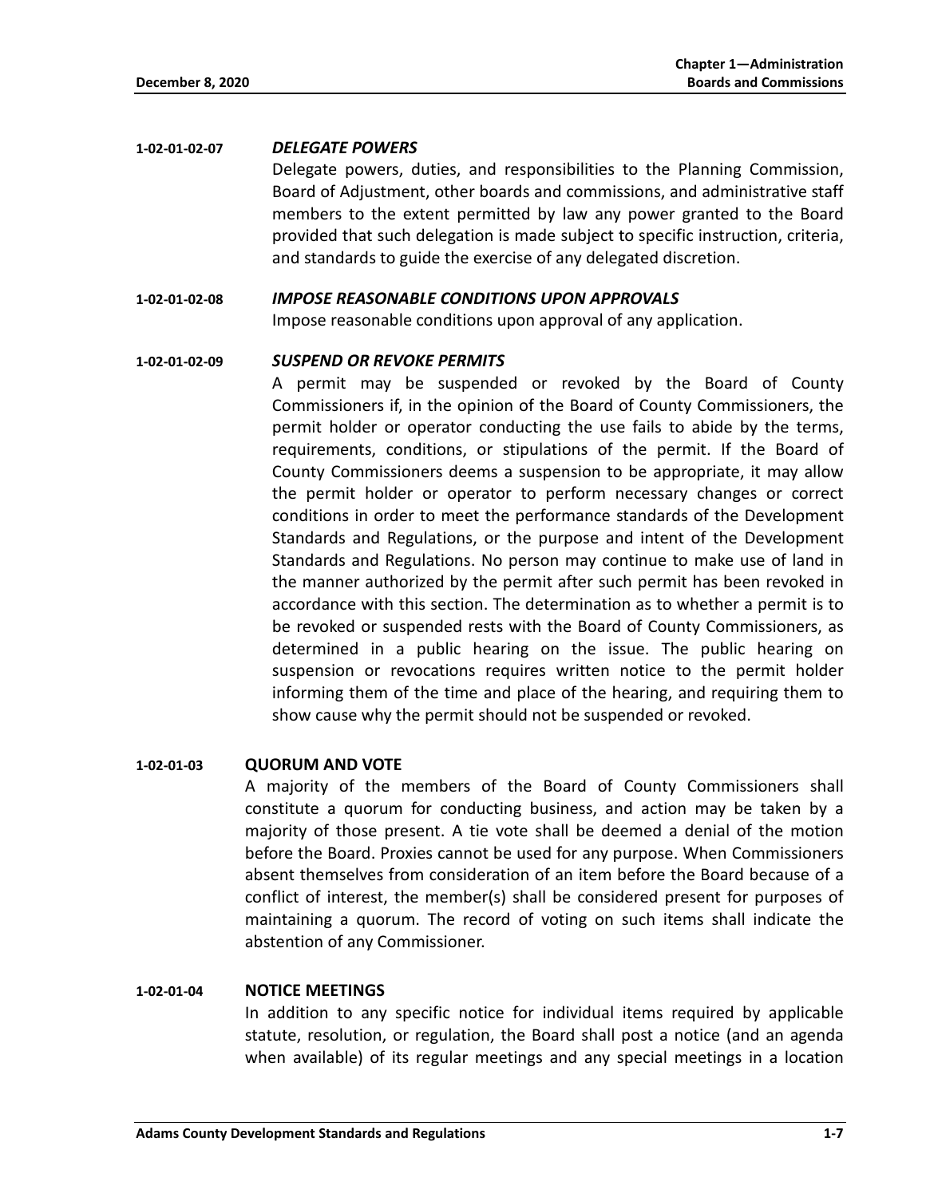#### 1-02-01-02-07 *DELEGATE POWERS*

Delegate powers, duties, and responsibilities to the Planning Commission, Board of Adjustment, other boards and commissions, and administrative staff members to the extent permitted by law any power granted to the Board provided that such delegation is made subject to specific instruction, criteria, and standards to guide the exercise of any delegated discretion.

#### 1-02-01-02-08 *IMPOSE REASONABLE CONDITIONS UPON APPROVALS*

Impose reasonable conditions upon approval of any application.

#### 1-02-01-02-09 *SUSPEND OR REVOKE PERMITS*

A permit may be suspended or revoked by the Board of County Commissioners if, in the opinion of the Board of County Commissioners, the permit holder or operator conducting the use fails to abide by the terms, requirements, conditions, or stipulations of the permit. If the Board of County Commissioners deems a suspension to be appropriate, it may allow the permit holder or operator to perform necessary changes or correct conditions in order to meet the performance standards of the Development Standards and Regulations, or the purpose and intent of the Development Standards and Regulations. No person may continue to make use of land in the manner authorized by the permit after such permit has been revoked in accordance with this section. The determination as to whether a permit is to be revoked or suspended rests with the Board of County Commissioners, as determined in a public hearing on the issue. The public hearing on suspension or revocations requires written notice to the permit holder informing them of the time and place of the hearing, and requiring them to show cause why the permit should not be suspended or revoked.

### 1-02-01-03 QUORUM AND VOTE

A majority of the members of the Board of County Commissioners shall constitute a quorum for conducting business, and action may be taken by a majority of those present. A tie vote shall be deemed a denial of the motion before the Board. Proxies cannot be used for any purpose. When Commissioners absent themselves from consideration of an item before the Board because of a conflict of interest, the member(s) shall be considered present for purposes of maintaining a quorum. The record of voting on such items shall indicate the abstention of any Commissioner.

### 1-02-01-04 NOTICE MEETINGS

In addition to any specific notice for individual items required by applicable statute, resolution, or regulation, the Board shall post a notice (and an agenda when available) of its regular meetings and any special meetings in a location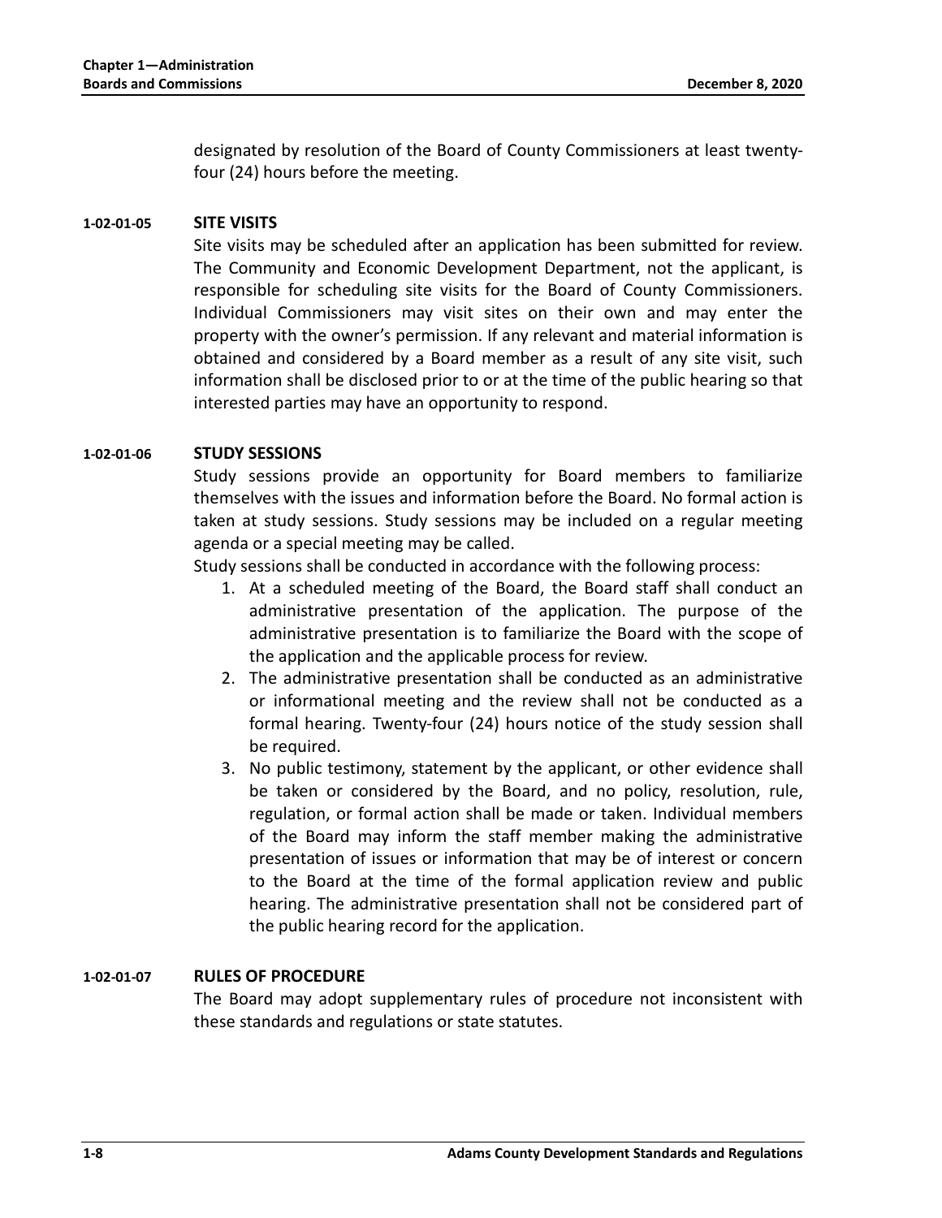designated by resolution of the Board of County Commissioners at least twenty-four (24) hours before the meeting.

### 1-02-01-05 SITE VISITS

Site visits may be scheduled after an application has been submitted for review. The Community and Economic Development Department, not the applicant, is responsible for scheduling site visits for the Board of County Commissioners. Individual Commissioners may visit sites on their own and may enter the property with the owner's permission. If any relevant and material information is obtained and considered by a Board member as a result of any site visit, such information shall be disclosed prior to or at the time of the public hearing so that interested parties may have an opportunity to respond.

### 1-02-01-06 STUDY SESSIONS

Study sessions provide an opportunity for Board members to familiarize themselves with the issues and information before the Board. No formal action is taken at study sessions. Study sessions may be included on a regular meeting agenda or a special meeting may be called.

Study sessions shall be conducted in accordance with the following process:

1. At a scheduled meeting of the Board, the Board staff shall conduct an administrative presentation of the application. The purpose of the administrative presentation is to familiarize the Board with the scope of the application and the applicable process for review.
2. The administrative presentation shall be conducted as an administrative or informational meeting and the review shall not be conducted as a formal hearing. Twenty-four (24) hours notice of the study session shall be required.
3. No public testimony, statement by the applicant, or other evidence shall be taken or considered by the Board, and no policy, resolution, rule, regulation, or formal action shall be made or taken. Individual members of the Board may inform the staff member making the administrative presentation of issues or information that may be of interest or concern to the Board at the time of the formal application review and public hearing. The administrative presentation shall not be considered part of the public hearing record for the application.

### 1-02-01-07 RULES OF PROCEDURE

The Board may adopt supplementary rules of procedure not inconsistent with these standards and regulations or state statutes.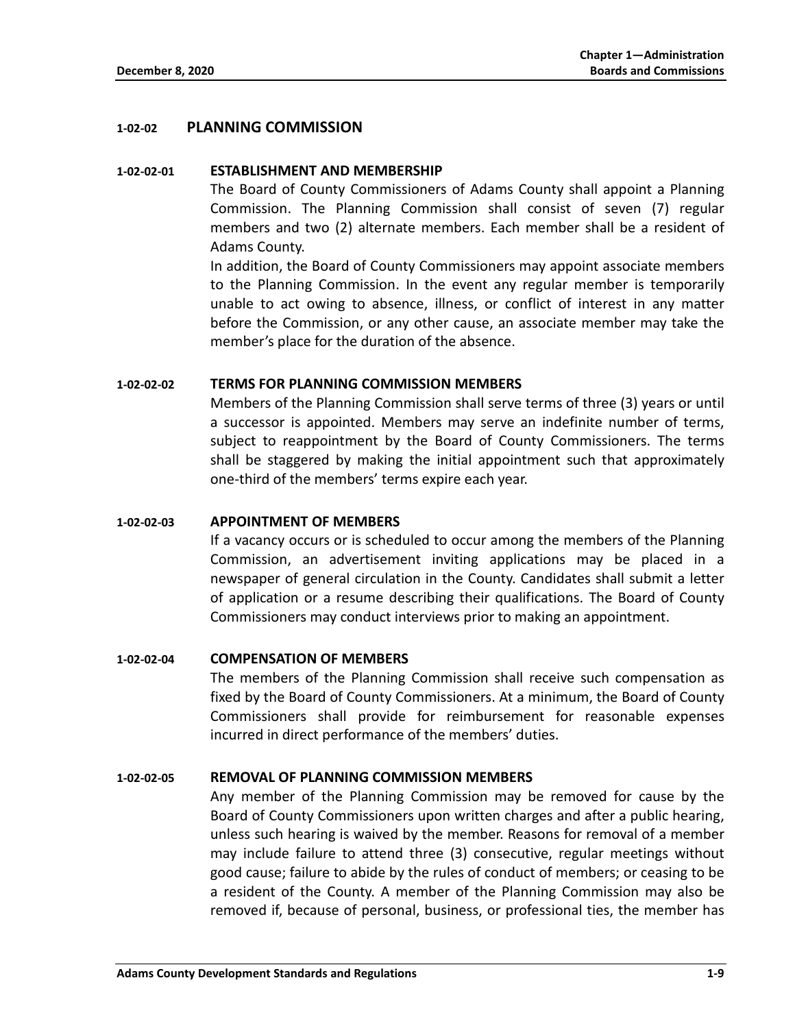## 1-02-02 PLANNING COMMISSION

### 1-02-02-01 ESTABLISHMENT AND MEMBERSHIP

The Board of County Commissioners of Adams County shall appoint a Planning Commission. The Planning Commission shall consist of seven (7) regular members and two (2) alternate members. Each member shall be a resident of Adams County.

In addition, the Board of County Commissioners may appoint associate members to the Planning Commission. In the event any regular member is temporarily unable to act owing to absence, illness, or conflict of interest in any matter before the Commission, or any other cause, an associate member may take the member's place for the duration of the absence.

### 1-02-02-02 TERMS FOR PLANNING COMMISSION MEMBERS

Members of the Planning Commission shall serve terms of three (3) years or until a successor is appointed. Members may serve an indefinite number of terms, subject to reappointment by the Board of County Commissioners. The terms shall be staggered by making the initial appointment such that approximately one-third of the members' terms expire each year.

### 1-02-02-03 APPOINTMENT OF MEMBERS

If a vacancy occurs or is scheduled to occur among the members of the Planning Commission, an advertisement inviting applications may be placed in a newspaper of general circulation in the County. Candidates shall submit a letter of application or a resume describing their qualifications. The Board of County Commissioners may conduct interviews prior to making an appointment.

### 1-02-02-04 COMPENSATION OF MEMBERS

The members of the Planning Commission shall receive such compensation as fixed by the Board of County Commissioners. At a minimum, the Board of County Commissioners shall provide for reimbursement for reasonable expenses incurred in direct performance of the members' duties.

### 1-02-02-05 REMOVAL OF PLANNING COMMISSION MEMBERS

Any member of the Planning Commission may be removed for cause by the Board of County Commissioners upon written charges and after a public hearing, unless such hearing is waived by the member. Reasons for removal of a member may include failure to attend three (3) consecutive, regular meetings without good cause; failure to abide by the rules of conduct of members; or ceasing to be a resident of the County. A member of the Planning Commission may also be removed if, because of personal, business, or professional ties, the member has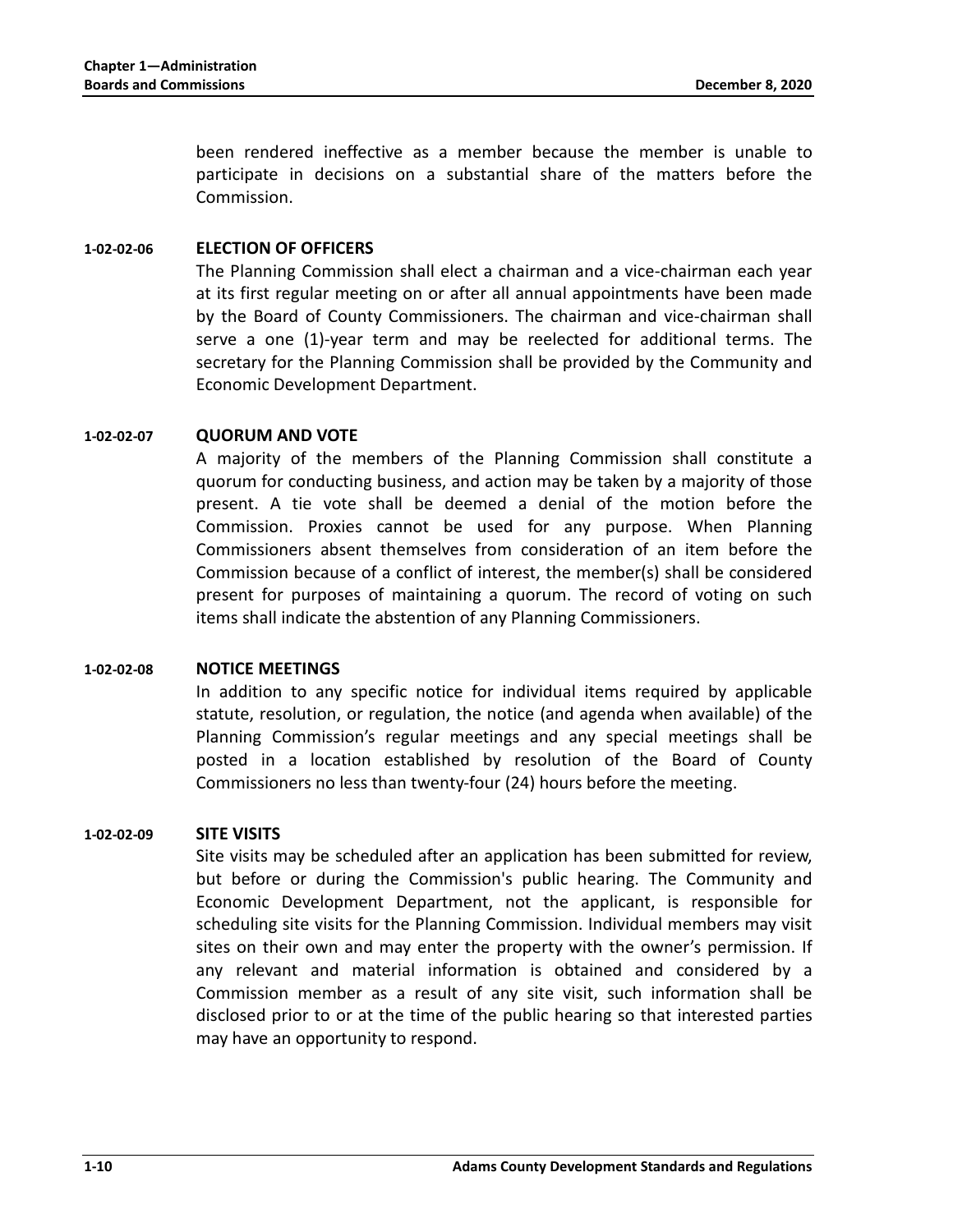been rendered ineffective as a member because the member is unable to participate in decisions on a substantial share of the matters before the Commission.

### 1-02-02-06 ELECTION OF OFFICERS

The Planning Commission shall elect a chairman and a vice-chairman each year at its first regular meeting on or after all annual appointments have been made by the Board of County Commissioners. The chairman and vice-chairman shall serve a one (1)-year term and may be reelected for additional terms. The secretary for the Planning Commission shall be provided by the Community and Economic Development Department.

### 1-02-02-07 QUORUM AND VOTE

A majority of the members of the Planning Commission shall constitute a quorum for conducting business, and action may be taken by a majority of those present. A tie vote shall be deemed a denial of the motion before the Commission. Proxies cannot be used for any purpose. When Planning Commissioners absent themselves from consideration of an item before the Commission because of a conflict of interest, the member(s) shall be considered present for purposes of maintaining a quorum. The record of voting on such items shall indicate the abstention of any Planning Commissioners.

### 1-02-02-08 NOTICE MEETINGS

In addition to any specific notice for individual items required by applicable statute, resolution, or regulation, the notice (and agenda when available) of the Planning Commission's regular meetings and any special meetings shall be posted in a location established by resolution of the Board of County Commissioners no less than twenty-four (24) hours before the meeting.

### 1-02-02-09 SITE VISITS

Site visits may be scheduled after an application has been submitted for review, but before or during the Commission's public hearing. The Community and Economic Development Department, not the applicant, is responsible for scheduling site visits for the Planning Commission. Individual members may visit sites on their own and may enter the property with the owner's permission. If any relevant and material information is obtained and considered by a Commission member as a result of any site visit, such information shall be disclosed prior to or at the time of the public hearing so that interested parties may have an opportunity to respond.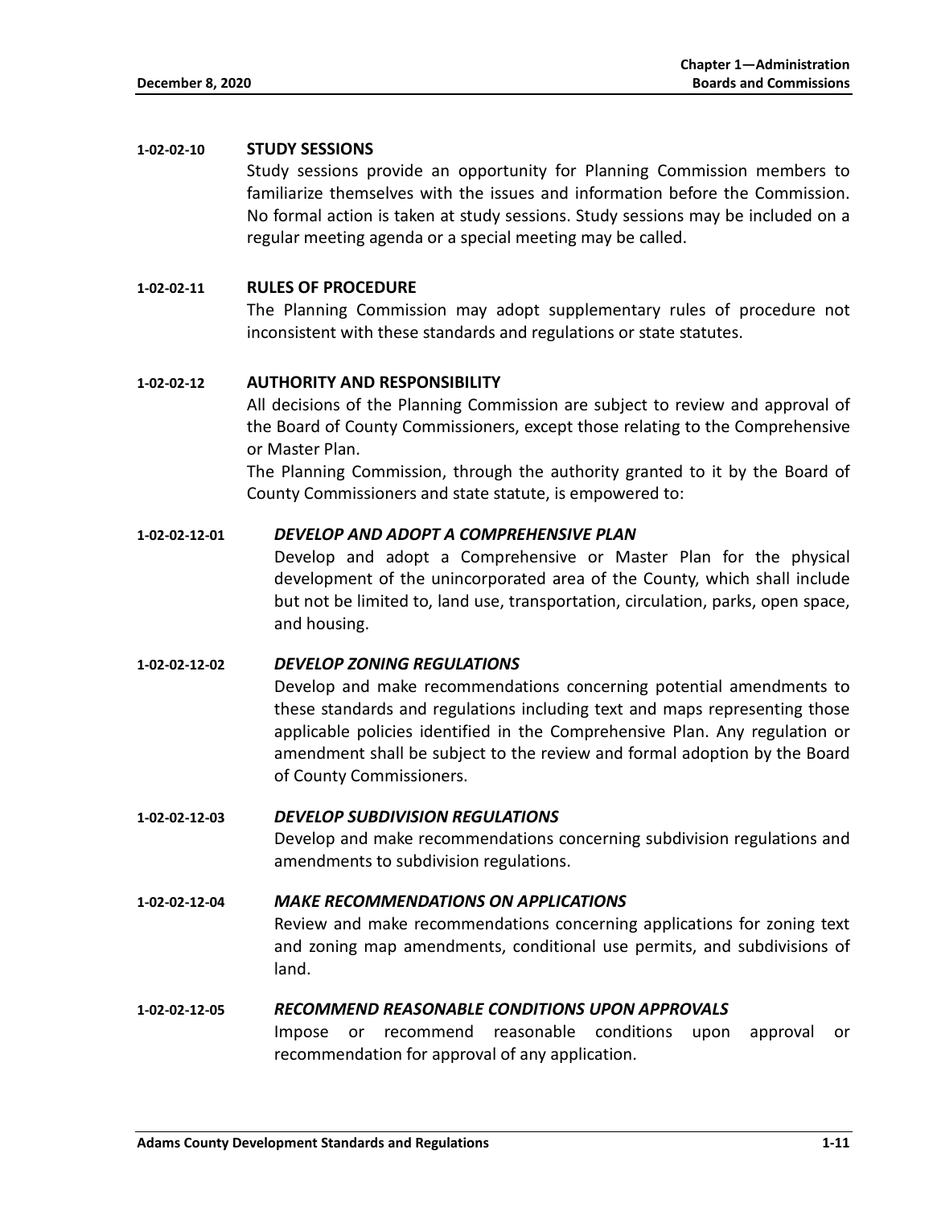**1-02-02-10 STUDY SESSIONS**

Study sessions provide an opportunity for Planning Commission members to familiarize themselves with the issues and information before the Commission. No formal action is taken at study sessions. Study sessions may be included on a regular meeting agenda or a special meeting may be called.

**1-02-02-11 RULES OF PROCEDURE**

The Planning Commission may adopt supplementary rules of procedure not inconsistent with these standards and regulations or state statutes.

**1-02-02-12 AUTHORITY AND RESPONSIBILITY**

All decisions of the Planning Commission are subject to review and approval of the Board of County Commissioners, except those relating to the Comprehensive or Master Plan.

The Planning Commission, through the authority granted to it by the Board of County Commissioners and state statute, is empowered to:

**1-02-02-12-01 *DEVELOP AND ADOPT A COMPREHENSIVE PLAN***

Develop and adopt a Comprehensive or Master Plan for the physical development of the unincorporated area of the County, which shall include but not be limited to, land use, transportation, circulation, parks, open space, and housing.

**1-02-02-12-02 *DEVELOP ZONING REGULATIONS***

Develop and make recommendations concerning potential amendments to these standards and regulations including text and maps representing those applicable policies identified in the Comprehensive Plan. Any regulation or amendment shall be subject to the review and formal adoption by the Board of County Commissioners.

**1-02-02-12-03 *DEVELOP SUBDIVISION REGULATIONS***

Develop and make recommendations concerning subdivision regulations and amendments to subdivision regulations.

**1-02-02-12-04 *MAKE RECOMMENDATIONS ON APPLICATIONS***

Review and make recommendations concerning applications for zoning text and zoning map amendments, conditional use permits, and subdivisions of land.

**1-02-02-12-05 *RECOMMEND REASONABLE CONDITIONS UPON APPROVALS***

Impose or recommend reasonable conditions upon approval or recommendation for approval of any application.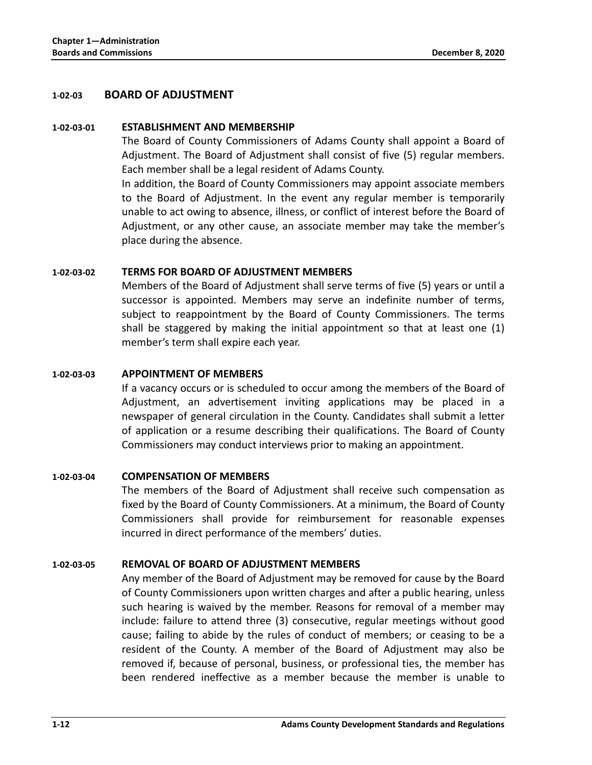## 1-02-03 BOARD OF ADJUSTMENT

### 1-02-03-01 ESTABLISHMENT AND MEMBERSHIP

The Board of County Commissioners of Adams County shall appoint a Board of Adjustment. The Board of Adjustment shall consist of five (5) regular members. Each member shall be a legal resident of Adams County.

In addition, the Board of County Commissioners may appoint associate members to the Board of Adjustment. In the event any regular member is temporarily unable to act owing to absence, illness, or conflict of interest before the Board of Adjustment, or any other cause, an associate member may take the member's place during the absence.

### 1-02-03-02 TERMS FOR BOARD OF ADJUSTMENT MEMBERS

Members of the Board of Adjustment shall serve terms of five (5) years or until a successor is appointed. Members may serve an indefinite number of terms, subject to reappointment by the Board of County Commissioners. The terms shall be staggered by making the initial appointment so that at least one (1) member's term shall expire each year.

### 1-02-03-03 APPOINTMENT OF MEMBERS

If a vacancy occurs or is scheduled to occur among the members of the Board of Adjustment, an advertisement inviting applications may be placed in a newspaper of general circulation in the County. Candidates shall submit a letter of application or a resume describing their qualifications. The Board of County Commissioners may conduct interviews prior to making an appointment.

### 1-02-03-04 COMPENSATION OF MEMBERS

The members of the Board of Adjustment shall receive such compensation as fixed by the Board of County Commissioners. At a minimum, the Board of County Commissioners shall provide for reimbursement for reasonable expenses incurred in direct performance of the members' duties.

### 1-02-03-05 REMOVAL OF BOARD OF ADJUSTMENT MEMBERS

Any member of the Board of Adjustment may be removed for cause by the Board of County Commissioners upon written charges and after a public hearing, unless such hearing is waived by the member. Reasons for removal of a member may include: failure to attend three (3) consecutive, regular meetings without good cause; failing to abide by the rules of conduct of members; or ceasing to be a resident of the County. A member of the Board of Adjustment may also be removed if, because of personal, business, or professional ties, the member has been rendered ineffective as a member because the member is unable to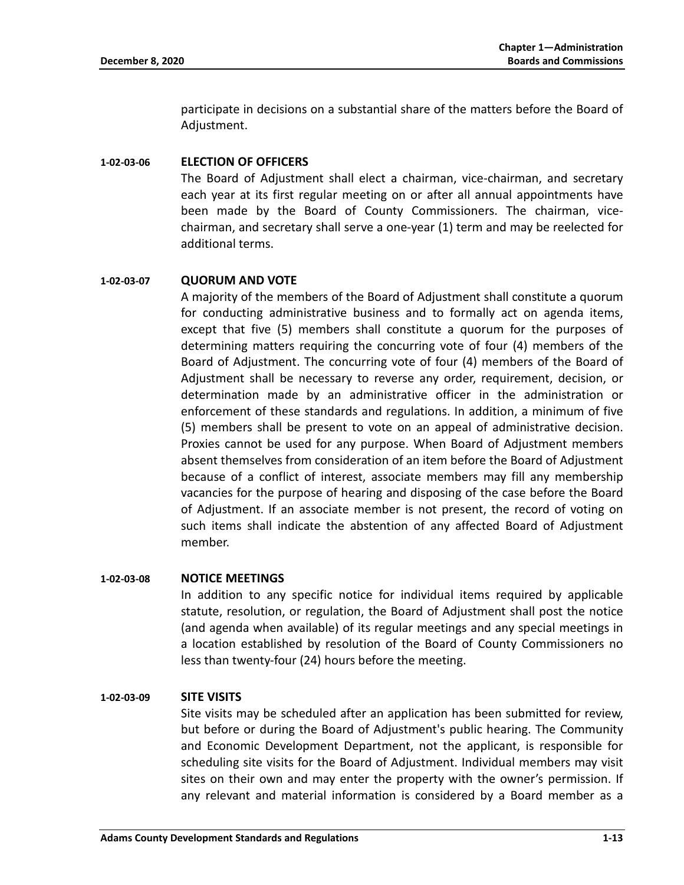participate in decisions on a substantial share of the matters before the Board of Adjustment.

### 1-02-03-06 ELECTION OF OFFICERS

The Board of Adjustment shall elect a chairman, vice-chairman, and secretary each year at its first regular meeting on or after all annual appointments have been made by the Board of County Commissioners. The chairman, vice-chairman, and secretary shall serve a one-year (1) term and may be reelected for additional terms.

### 1-02-03-07 QUORUM AND VOTE

A majority of the members of the Board of Adjustment shall constitute a quorum for conducting administrative business and to formally act on agenda items, except that five (5) members shall constitute a quorum for the purposes of determining matters requiring the concurring vote of four (4) members of the Board of Adjustment. The concurring vote of four (4) members of the Board of Adjustment shall be necessary to reverse any order, requirement, decision, or determination made by an administrative officer in the administration or enforcement of these standards and regulations. In addition, a minimum of five (5) members shall be present to vote on an appeal of administrative decision. Proxies cannot be used for any purpose. When Board of Adjustment members absent themselves from consideration of an item before the Board of Adjustment because of a conflict of interest, associate members may fill any membership vacancies for the purpose of hearing and disposing of the case before the Board of Adjustment. If an associate member is not present, the record of voting on such items shall indicate the abstention of any affected Board of Adjustment member.

### 1-02-03-08 NOTICE MEETINGS

In addition to any specific notice for individual items required by applicable statute, resolution, or regulation, the Board of Adjustment shall post the notice (and agenda when available) of its regular meetings and any special meetings in a location established by resolution of the Board of County Commissioners no less than twenty-four (24) hours before the meeting.

### 1-02-03-09 SITE VISITS

Site visits may be scheduled after an application has been submitted for review, but before or during the Board of Adjustment's public hearing. The Community and Economic Development Department, not the applicant, is responsible for scheduling site visits for the Board of Adjustment. Individual members may visit sites on their own and may enter the property with the owner's permission. If any relevant and material information is considered by a Board member as a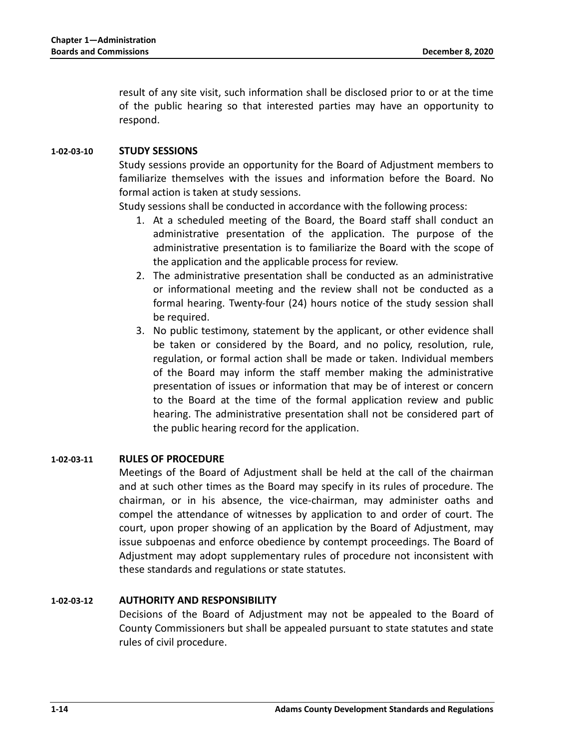result of any site visit, such information shall be disclosed prior to or at the time of the public hearing so that interested parties may have an opportunity to respond.

### 1-02-03-10 STUDY SESSIONS

Study sessions provide an opportunity for the Board of Adjustment members to familiarize themselves with the issues and information before the Board. No formal action is taken at study sessions.

Study sessions shall be conducted in accordance with the following process:

1. At a scheduled meeting of the Board, the Board staff shall conduct an administrative presentation of the application. The purpose of the administrative presentation is to familiarize the Board with the scope of the application and the applicable process for review.
2. The administrative presentation shall be conducted as an administrative or informational meeting and the review shall not be conducted as a formal hearing. Twenty-four (24) hours notice of the study session shall be required.
3. No public testimony, statement by the applicant, or other evidence shall be taken or considered by the Board, and no policy, resolution, rule, regulation, or formal action shall be made or taken. Individual members of the Board may inform the staff member making the administrative presentation of issues or information that may be of interest or concern to the Board at the time of the formal application review and public hearing. The administrative presentation shall not be considered part of the public hearing record for the application.

### 1-02-03-11 RULES OF PROCEDURE

Meetings of the Board of Adjustment shall be held at the call of the chairman and at such other times as the Board may specify in its rules of procedure. The chairman, or in his absence, the vice-chairman, may administer oaths and compel the attendance of witnesses by application to and order of court. The court, upon proper showing of an application by the Board of Adjustment, may issue subpoenas and enforce obedience by contempt proceedings. The Board of Adjustment may adopt supplementary rules of procedure not inconsistent with these standards and regulations or state statutes.

### 1-02-03-12 AUTHORITY AND RESPONSIBILITY

Decisions of the Board of Adjustment may not be appealed to the Board of County Commissioners but shall be appealed pursuant to state statutes and state rules of civil procedure.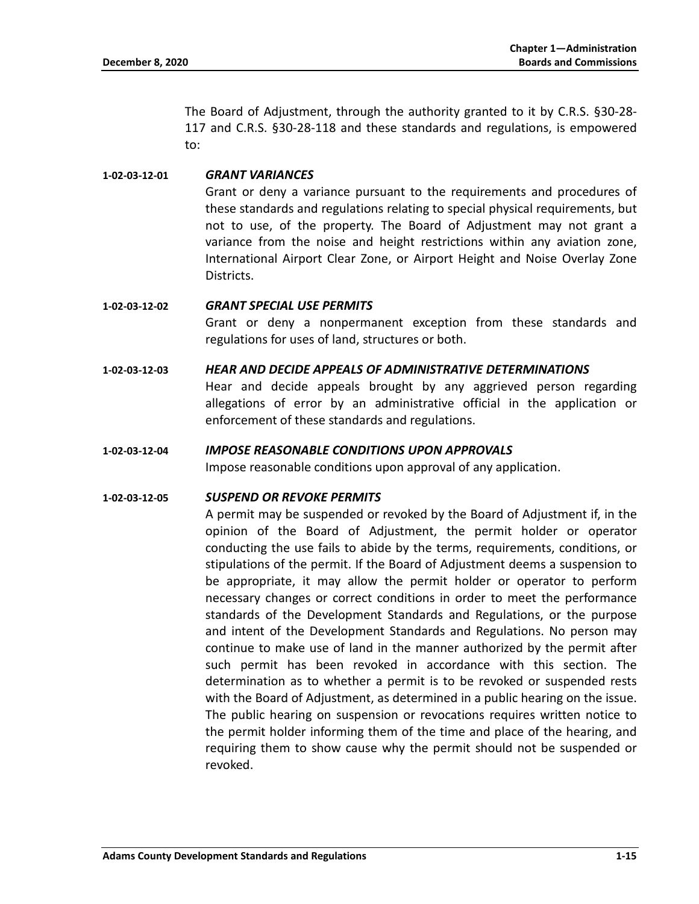The Board of Adjustment, through the authority granted to it by C.R.S. §30-28-117 and C.R.S. §30-28-118 and these standards and regulations, is empowered to:

**1-02-03-12-01** ***GRANT VARIANCES***

Grant or deny a variance pursuant to the requirements and procedures of these standards and regulations relating to special physical requirements, but not to use, of the property. The Board of Adjustment may not grant a variance from the noise and height restrictions within any aviation zone, International Airport Clear Zone, or Airport Height and Noise Overlay Zone Districts.

**1-02-03-12-02** ***GRANT SPECIAL USE PERMITS***

Grant or deny a nonpermanent exception from these standards and regulations for uses of land, structures or both.

**1-02-03-12-03** ***HEAR AND DECIDE APPEALS OF ADMINISTRATIVE DETERMINATIONS***

Hear and decide appeals brought by any aggrieved person regarding allegations of error by an administrative official in the application or enforcement of these standards and regulations.

**1-02-03-12-04** ***IMPOSE REASONABLE CONDITIONS UPON APPROVALS***

Impose reasonable conditions upon approval of any application.

**1-02-03-12-05** ***SUSPEND OR REVOKE PERMITS***

A permit may be suspended or revoked by the Board of Adjustment if, in the opinion of the Board of Adjustment, the permit holder or operator conducting the use fails to abide by the terms, requirements, conditions, or stipulations of the permit. If the Board of Adjustment deems a suspension to be appropriate, it may allow the permit holder or operator to perform necessary changes or correct conditions in order to meet the performance standards of the Development Standards and Regulations, or the purpose and intent of the Development Standards and Regulations. No person may continue to make use of land in the manner authorized by the permit after such permit has been revoked in accordance with this section. The determination as to whether a permit is to be revoked or suspended rests with the Board of Adjustment, as determined in a public hearing on the issue. The public hearing on suspension or revocations requires written notice to the permit holder informing them of the time and place of the hearing, and requiring them to show cause why the permit should not be suspended or revoked.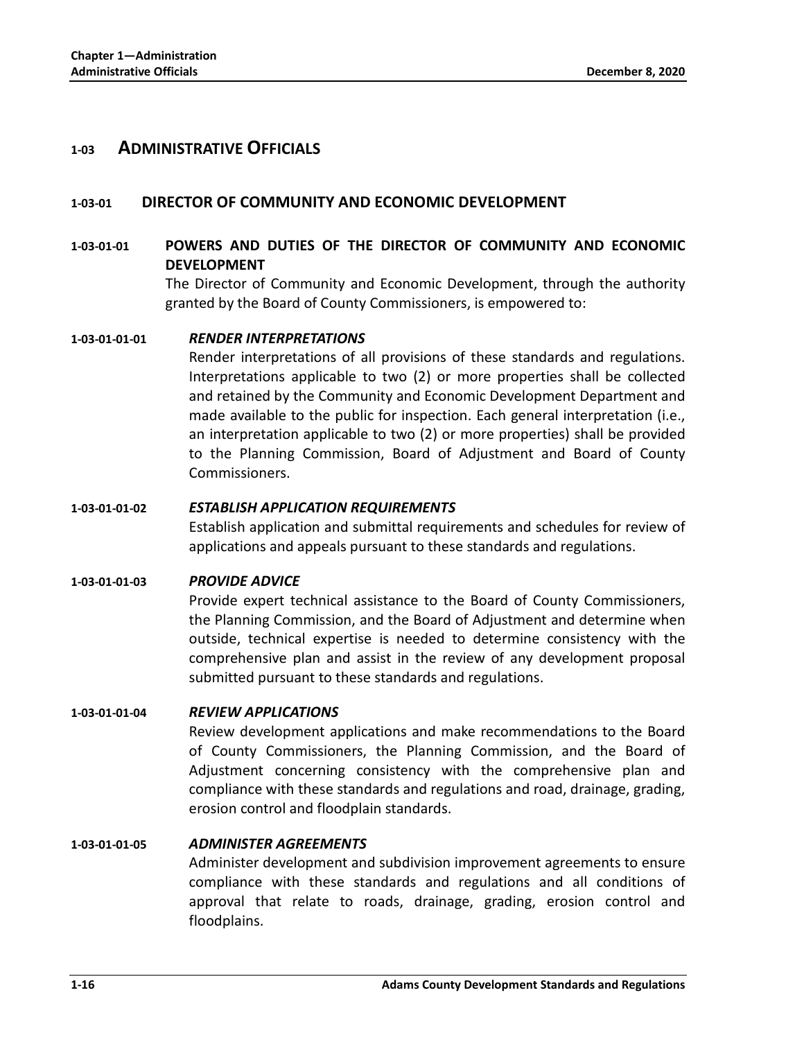# 1-03 ADMINISTRATIVE OFFICIALS

## 1-03-01 DIRECTOR OF COMMUNITY AND ECONOMIC DEVELOPMENT

### 1-03-01-01 POWERS AND DUTIES OF THE DIRECTOR OF COMMUNITY AND ECONOMIC DEVELOPMENT

The Director of Community and Economic Development, through the authority granted by the Board of County Commissioners, is empowered to:

#### 1-03-01-01-01 *RENDER INTERPRETATIONS*

Render interpretations of all provisions of these standards and regulations. Interpretations applicable to two (2) or more properties shall be collected and retained by the Community and Economic Development Department and made available to the public for inspection. Each general interpretation (i.e., an interpretation applicable to two (2) or more properties) shall be provided to the Planning Commission, Board of Adjustment and Board of County Commissioners.

#### 1-03-01-01-02 *ESTABLISH APPLICATION REQUIREMENTS*

Establish application and submittal requirements and schedules for review of applications and appeals pursuant to these standards and regulations.

#### 1-03-01-01-03 *PROVIDE ADVICE*

Provide expert technical assistance to the Board of County Commissioners, the Planning Commission, and the Board of Adjustment and determine when outside, technical expertise is needed to determine consistency with the comprehensive plan and assist in the review of any development proposal submitted pursuant to these standards and regulations.

#### 1-03-01-01-04 *REVIEW APPLICATIONS*

Review development applications and make recommendations to the Board of County Commissioners, the Planning Commission, and the Board of Adjustment concerning consistency with the comprehensive plan and compliance with these standards and regulations and road, drainage, grading, erosion control and floodplain standards.

#### 1-03-01-01-05 *ADMINISTER AGREEMENTS*

Administer development and subdivision improvement agreements to ensure compliance with these standards and regulations and all conditions of approval that relate to roads, drainage, grading, erosion control and floodplains.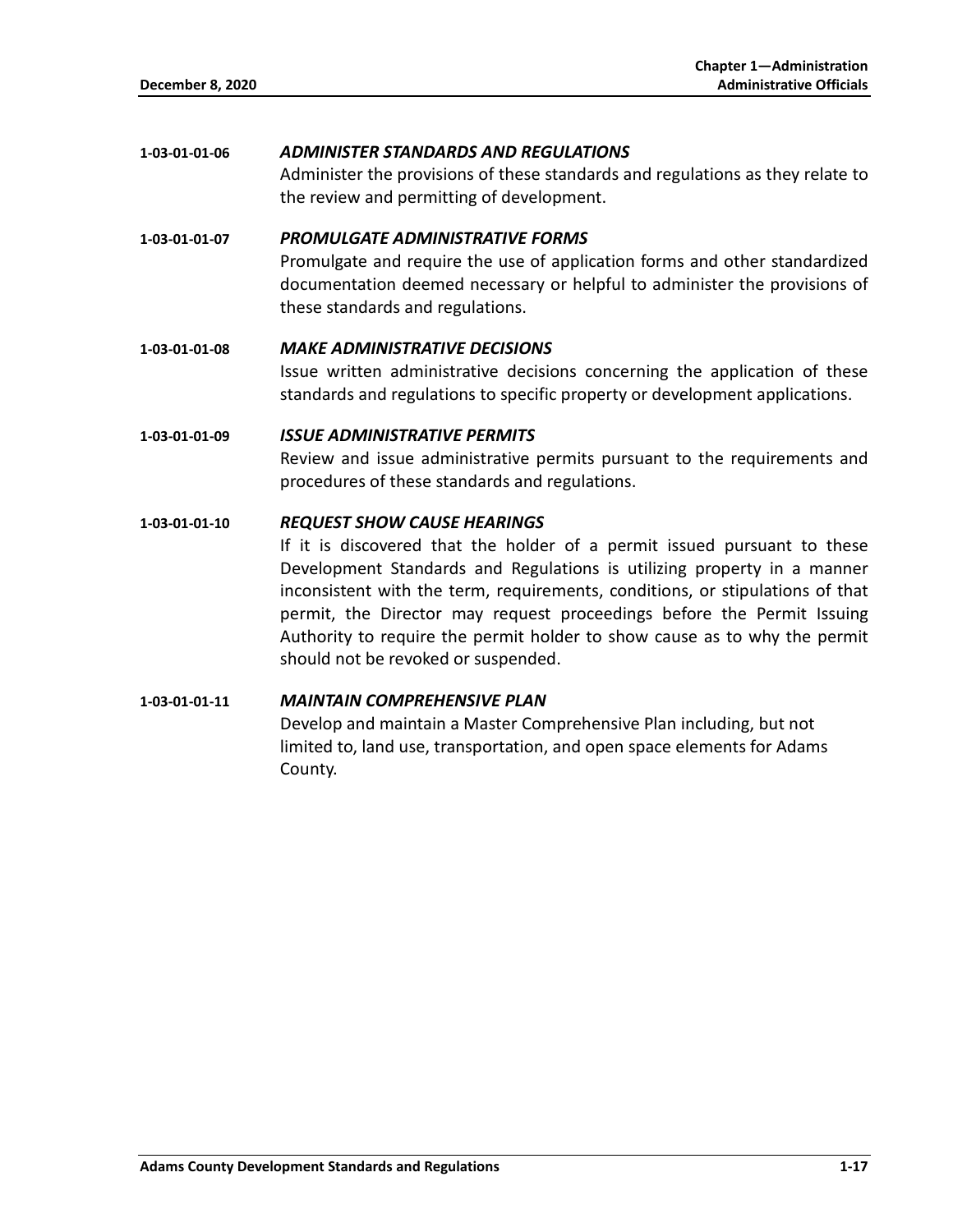**1-03-01-01-06** ***ADMINISTER STANDARDS AND REGULATIONS***

Administer the provisions of these standards and regulations as they relate to the review and permitting of development.

**1-03-01-01-07** ***PROMULGATE ADMINISTRATIVE FORMS***

Promulgate and require the use of application forms and other standardized documentation deemed necessary or helpful to administer the provisions of these standards and regulations.

**1-03-01-01-08** ***MAKE ADMINISTRATIVE DECISIONS***

Issue written administrative decisions concerning the application of these standards and regulations to specific property or development applications.

**1-03-01-01-09** ***ISSUE ADMINISTRATIVE PERMITS***

Review and issue administrative permits pursuant to the requirements and procedures of these standards and regulations.

**1-03-01-01-10** ***REQUEST SHOW CAUSE HEARINGS***

If it is discovered that the holder of a permit issued pursuant to these Development Standards and Regulations is utilizing property in a manner inconsistent with the term, requirements, conditions, or stipulations of that permit, the Director may request proceedings before the Permit Issuing Authority to require the permit holder to show cause as to why the permit should not be revoked or suspended.

**1-03-01-01-11** ***MAINTAIN COMPREHENSIVE PLAN***

Develop and maintain a Master Comprehensive Plan including, but not limited to, land use, transportation, and open space elements for Adams County.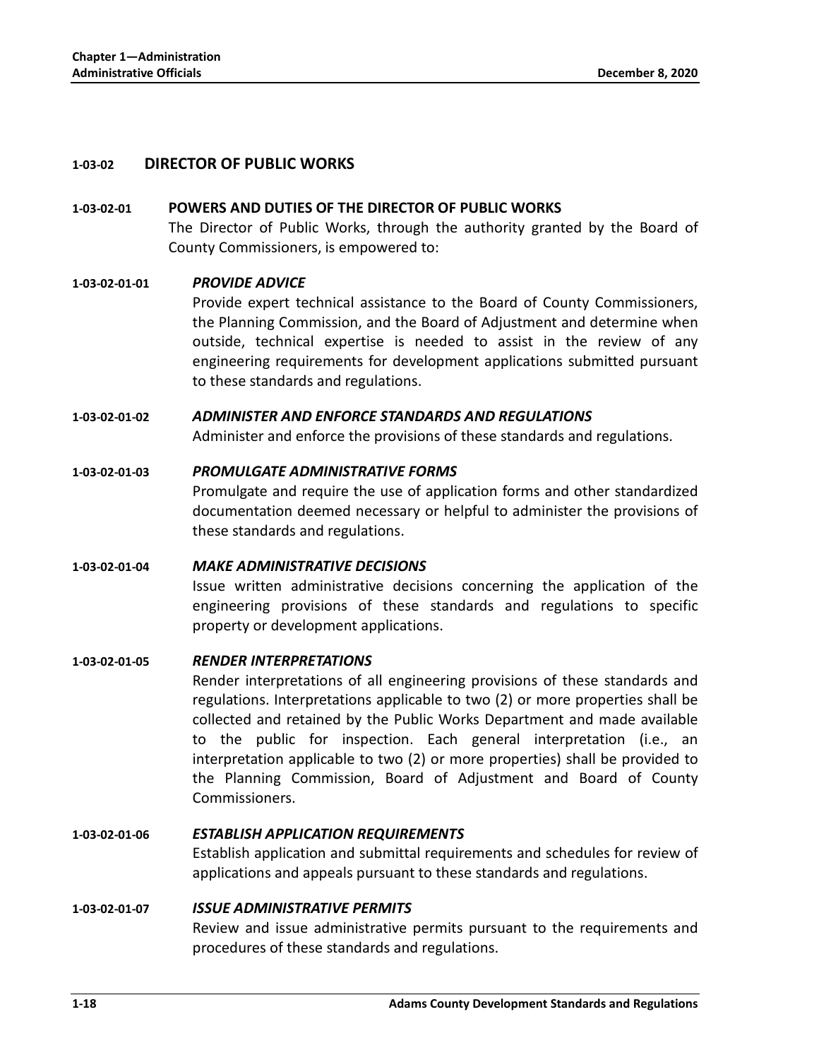## 1-03-02 DIRECTOR OF PUBLIC WORKS

### 1-03-02-01 POWERS AND DUTIES OF THE DIRECTOR OF PUBLIC WORKS

The Director of Public Works, through the authority granted by the Board of County Commissioners, is empowered to:

#### 1-03-02-01-01 *PROVIDE ADVICE*

Provide expert technical assistance to the Board of County Commissioners, the Planning Commission, and the Board of Adjustment and determine when outside, technical expertise is needed to assist in the review of any engineering requirements for development applications submitted pursuant to these standards and regulations.

#### 1-03-02-01-02 *ADMINISTER AND ENFORCE STANDARDS AND REGULATIONS*

Administer and enforce the provisions of these standards and regulations.

#### 1-03-02-01-03 *PROMULGATE ADMINISTRATIVE FORMS*

Promulgate and require the use of application forms and other standardized documentation deemed necessary or helpful to administer the provisions of these standards and regulations.

#### 1-03-02-01-04 *MAKE ADMINISTRATIVE DECISIONS*

Issue written administrative decisions concerning the application of the engineering provisions of these standards and regulations to specific property or development applications.

#### 1-03-02-01-05 *RENDER INTERPRETATIONS*

Render interpretations of all engineering provisions of these standards and regulations. Interpretations applicable to two (2) or more properties shall be collected and retained by the Public Works Department and made available to the public for inspection. Each general interpretation (i.e., an interpretation applicable to two (2) or more properties) shall be provided to the Planning Commission, Board of Adjustment and Board of County Commissioners.

#### 1-03-02-01-06 *ESTABLISH APPLICATION REQUIREMENTS*

Establish application and submittal requirements and schedules for review of applications and appeals pursuant to these standards and regulations.

#### 1-03-02-01-07 *ISSUE ADMINISTRATIVE PERMITS*

Review and issue administrative permits pursuant to the requirements and procedures of these standards and regulations.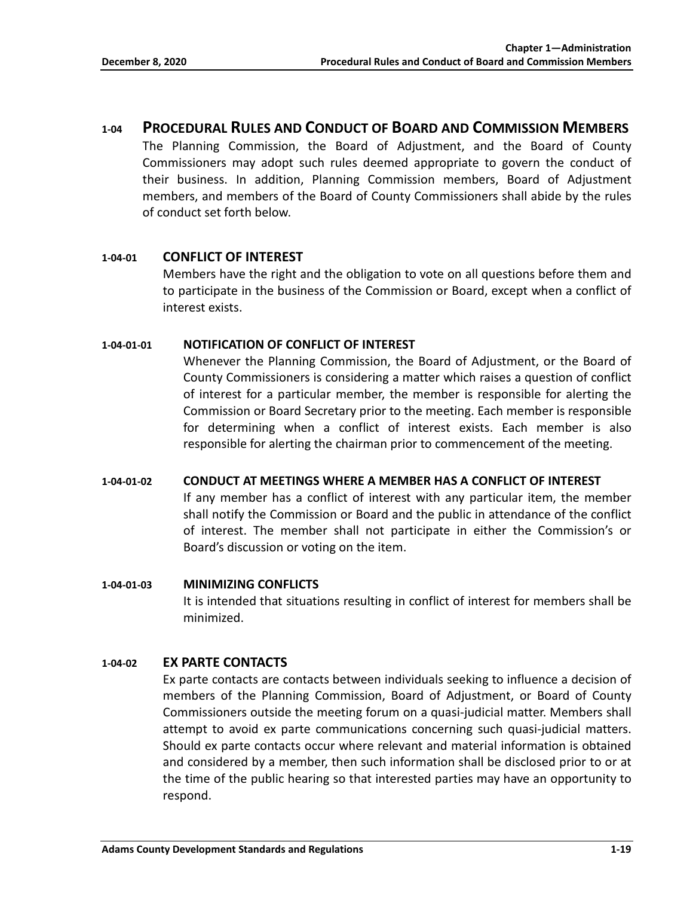# 1-04 PROCEDURAL RULES AND CONDUCT OF BOARD AND COMMISSION MEMBERS

The Planning Commission, the Board of Adjustment, and the Board of County Commissioners may adopt such rules deemed appropriate to govern the conduct of their business. In addition, Planning Commission members, Board of Adjustment members, and members of the Board of County Commissioners shall abide by the rules of conduct set forth below.

## 1-04-01 CONFLICT OF INTEREST

Members have the right and the obligation to vote on all questions before them and to participate in the business of the Commission or Board, except when a conflict of interest exists.

### 1-04-01-01 NOTIFICATION OF CONFLICT OF INTEREST

Whenever the Planning Commission, the Board of Adjustment, or the Board of County Commissioners is considering a matter which raises a question of conflict of interest for a particular member, the member is responsible for alerting the Commission or Board Secretary prior to the meeting. Each member is responsible for determining when a conflict of interest exists. Each member is also responsible for alerting the chairman prior to commencement of the meeting.

### 1-04-01-02 CONDUCT AT MEETINGS WHERE A MEMBER HAS A CONFLICT OF INTEREST

If any member has a conflict of interest with any particular item, the member shall notify the Commission or Board and the public in attendance of the conflict of interest. The member shall not participate in either the Commission's or Board's discussion or voting on the item.

### 1-04-01-03 MINIMIZING CONFLICTS

It is intended that situations resulting in conflict of interest for members shall be minimized.

## 1-04-02 EX PARTE CONTACTS

Ex parte contacts are contacts between individuals seeking to influence a decision of members of the Planning Commission, Board of Adjustment, or Board of County Commissioners outside the meeting forum on a quasi-judicial matter. Members shall attempt to avoid ex parte communications concerning such quasi-judicial matters. Should ex parte contacts occur where relevant and material information is obtained and considered by a member, then such information shall be disclosed prior to or at the time of the public hearing so that interested parties may have an opportunity to respond.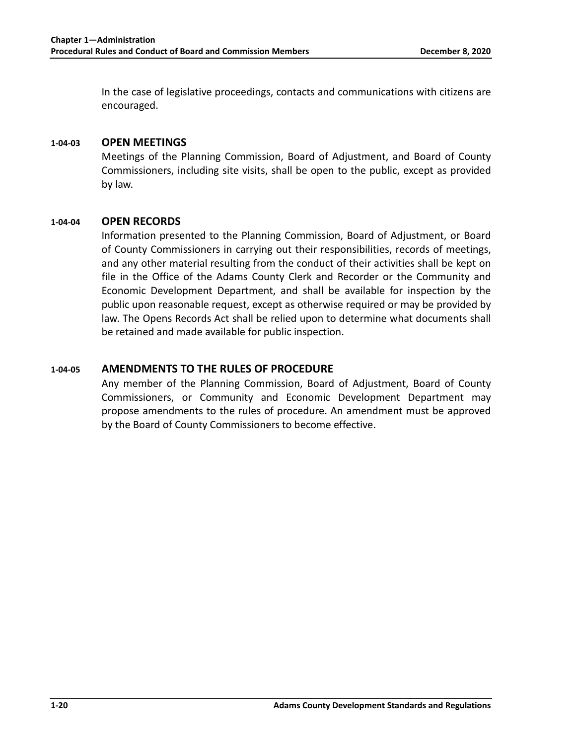In the case of legislative proceedings, contacts and communications with citizens are encouraged.

### 1-04-03 OPEN MEETINGS

Meetings of the Planning Commission, Board of Adjustment, and Board of County Commissioners, including site visits, shall be open to the public, except as provided by law.

### 1-04-04 OPEN RECORDS

Information presented to the Planning Commission, Board of Adjustment, or Board of County Commissioners in carrying out their responsibilities, records of meetings, and any other material resulting from the conduct of their activities shall be kept on file in the Office of the Adams County Clerk and Recorder or the Community and Economic Development Department, and shall be available for inspection by the public upon reasonable request, except as otherwise required or may be provided by law. The Opens Records Act shall be relied upon to determine what documents shall be retained and made available for public inspection.

### 1-04-05 AMENDMENTS TO THE RULES OF PROCEDURE

Any member of the Planning Commission, Board of Adjustment, Board of County Commissioners, or Community and Economic Development Department may propose amendments to the rules of procedure. An amendment must be approved by the Board of County Commissioners to become effective.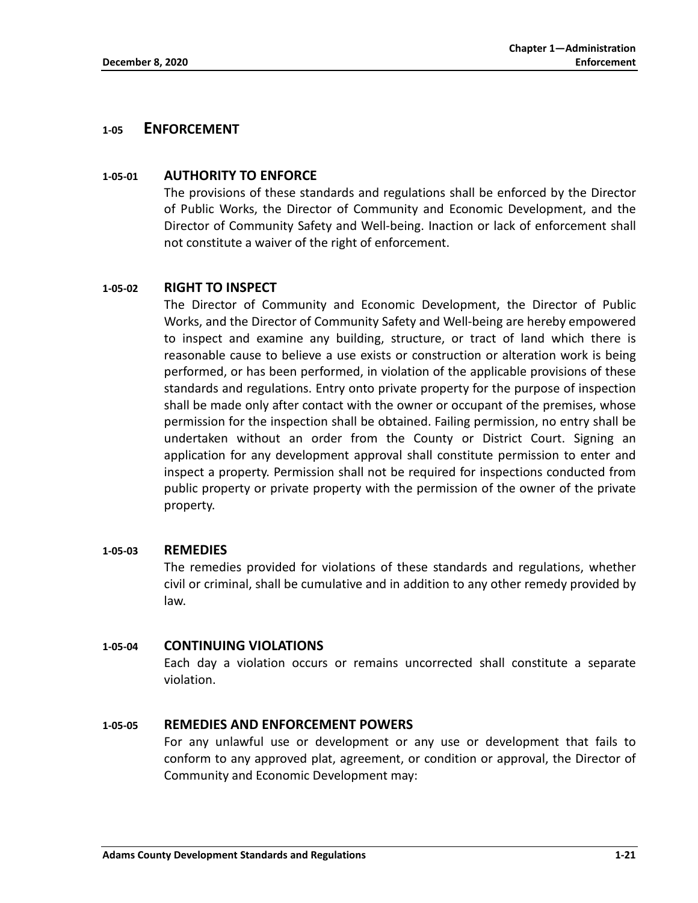# 1-05 ENFORCEMENT

## 1-05-01 AUTHORITY TO ENFORCE

The provisions of these standards and regulations shall be enforced by the Director of Public Works, the Director of Community and Economic Development, and the Director of Community Safety and Well-being. Inaction or lack of enforcement shall not constitute a waiver of the right of enforcement.

## 1-05-02 RIGHT TO INSPECT

The Director of Community and Economic Development, the Director of Public Works, and the Director of Community Safety and Well-being are hereby empowered to inspect and examine any building, structure, or tract of land which there is reasonable cause to believe a use exists or construction or alteration work is being performed, or has been performed, in violation of the applicable provisions of these standards and regulations. Entry onto private property for the purpose of inspection shall be made only after contact with the owner or occupant of the premises, whose permission for the inspection shall be obtained. Failing permission, no entry shall be undertaken without an order from the County or District Court. Signing an application for any development approval shall constitute permission to enter and inspect a property. Permission shall not be required for inspections conducted from public property or private property with the permission of the owner of the private property.

## 1-05-03 REMEDIES

The remedies provided for violations of these standards and regulations, whether civil or criminal, shall be cumulative and in addition to any other remedy provided by law.

## 1-05-04 CONTINUING VIOLATIONS

Each day a violation occurs or remains uncorrected shall constitute a separate violation.

## 1-05-05 REMEDIES AND ENFORCEMENT POWERS

For any unlawful use or development or any use or development that fails to conform to any approved plat, agreement, or condition or approval, the Director of Community and Economic Development may: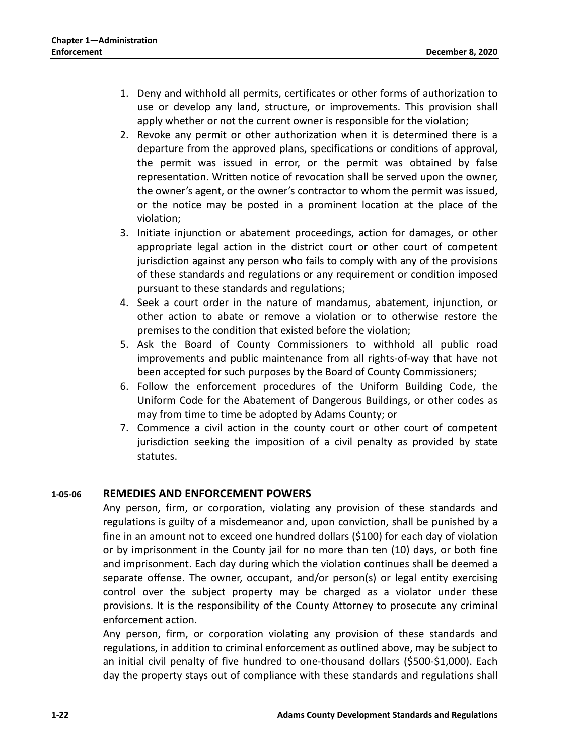1. Deny and withhold all permits, certificates or other forms of authorization to use or develop any land, structure, or improvements. This provision shall apply whether or not the current owner is responsible for the violation;
2. Revoke any permit or other authorization when it is determined there is a departure from the approved plans, specifications or conditions of approval, the permit was issued in error, or the permit was obtained by false representation. Written notice of revocation shall be served upon the owner, the owner's agent, or the owner's contractor to whom the permit was issued, or the notice may be posted in a prominent location at the place of the violation;
3. Initiate injunction or abatement proceedings, action for damages, or other appropriate legal action in the district court or other court of competent jurisdiction against any person who fails to comply with any of the provisions of these standards and regulations or any requirement or condition imposed pursuant to these standards and regulations;
4. Seek a court order in the nature of mandamus, abatement, injunction, or other action to abate or remove a violation or to otherwise restore the premises to the condition that existed before the violation;
5. Ask the Board of County Commissioners to withhold all public road improvements and public maintenance from all rights-of-way that have not been accepted for such purposes by the Board of County Commissioners;
6. Follow the enforcement procedures of the Uniform Building Code, the Uniform Code for the Abatement of Dangerous Buildings, or other codes as may from time to time be adopted by Adams County; or
7. Commence a civil action in the county court or other court of competent jurisdiction seeking the imposition of a civil penalty as provided by state statutes.

## 1-05-06 REMEDIES AND ENFORCEMENT POWERS

Any person, firm, or corporation, violating any provision of these standards and regulations is guilty of a misdemeanor and, upon conviction, shall be punished by a fine in an amount not to exceed one hundred dollars ($100) for each day of violation or by imprisonment in the County jail for no more than ten (10) days, or both fine and imprisonment. Each day during which the violation continues shall be deemed a separate offense. The owner, occupant, and/or person(s) or legal entity exercising control over the subject property may be charged as a violator under these provisions. It is the responsibility of the County Attorney to prosecute any criminal enforcement action.

Any person, firm, or corporation violating any provision of these standards and regulations, in addition to criminal enforcement as outlined above, may be subject to an initial civil penalty of five hundred to one-thousand dollars ($500-$1,000). Each day the property stays out of compliance with these standards and regulations shall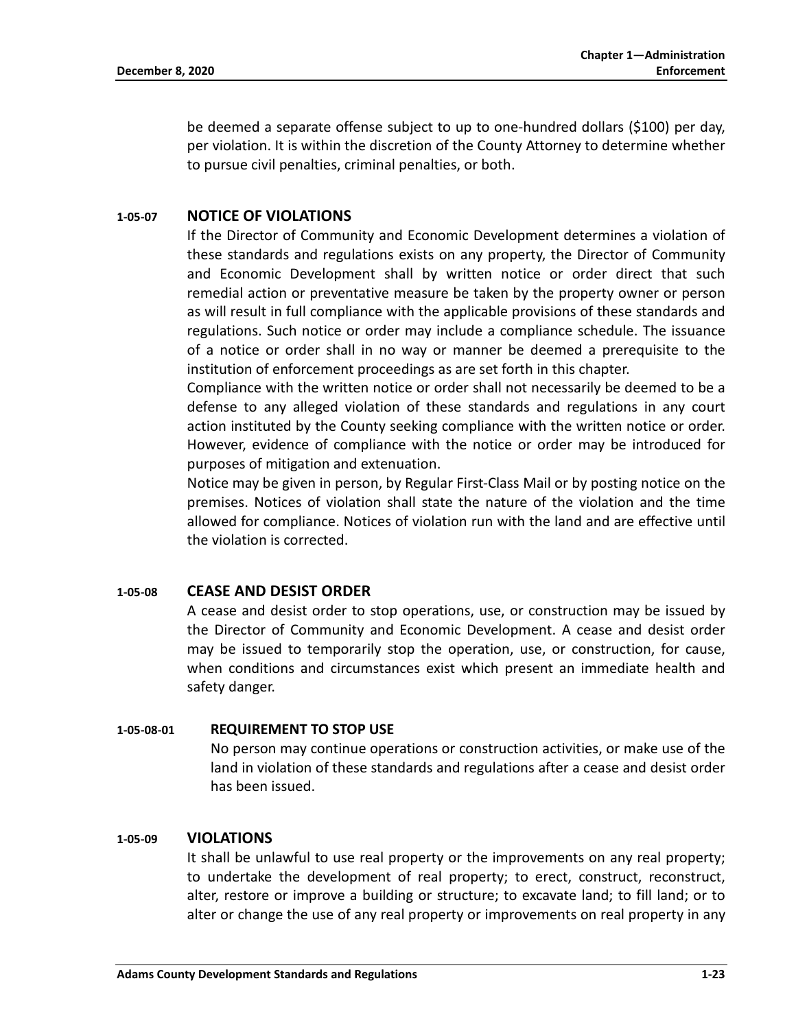be deemed a separate offense subject to up to one-hundred dollars ($100) per day, per violation. It is within the discretion of the County Attorney to determine whether to pursue civil penalties, criminal penalties, or both.

## 1-05-07 NOTICE OF VIOLATIONS

If the Director of Community and Economic Development determines a violation of these standards and regulations exists on any property, the Director of Community and Economic Development shall by written notice or order direct that such remedial action or preventative measure be taken by the property owner or person as will result in full compliance with the applicable provisions of these standards and regulations. Such notice or order may include a compliance schedule. The issuance of a notice or order shall in no way or manner be deemed a prerequisite to the institution of enforcement proceedings as are set forth in this chapter.

Compliance with the written notice or order shall not necessarily be deemed to be a defense to any alleged violation of these standards and regulations in any court action instituted by the County seeking compliance with the written notice or order. However, evidence of compliance with the notice or order may be introduced for purposes of mitigation and extenuation.

Notice may be given in person, by Regular First-Class Mail or by posting notice on the premises. Notices of violation shall state the nature of the violation and the time allowed for compliance. Notices of violation run with the land and are effective until the violation is corrected.

## 1-05-08 CEASE AND DESIST ORDER

A cease and desist order to stop operations, use, or construction may be issued by the Director of Community and Economic Development. A cease and desist order may be issued to temporarily stop the operation, use, or construction, for cause, when conditions and circumstances exist which present an immediate health and safety danger.

### 1-05-08-01 REQUIREMENT TO STOP USE

No person may continue operations or construction activities, or make use of the land in violation of these standards and regulations after a cease and desist order has been issued.

## 1-05-09 VIOLATIONS

It shall be unlawful to use real property or the improvements on any real property; to undertake the development of real property; to erect, construct, reconstruct, alter, restore or improve a building or structure; to excavate land; to fill land; or to alter or change the use of any real property or improvements on real property in any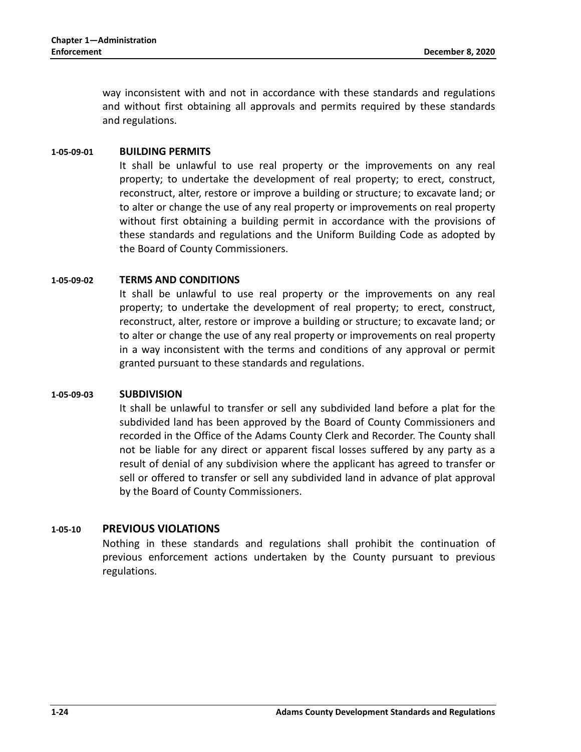way inconsistent with and not in accordance with these standards and regulations and without first obtaining all approvals and permits required by these standards and regulations.

#### 1-05-09-01 BUILDING PERMITS

It shall be unlawful to use real property or the improvements on any real property; to undertake the development of real property; to erect, construct, reconstruct, alter, restore or improve a building or structure; to excavate land; or to alter or change the use of any real property or improvements on real property without first obtaining a building permit in accordance with the provisions of these standards and regulations and the Uniform Building Code as adopted by the Board of County Commissioners.

#### 1-05-09-02 TERMS AND CONDITIONS

It shall be unlawful to use real property or the improvements on any real property; to undertake the development of real property; to erect, construct, reconstruct, alter, restore or improve a building or structure; to excavate land; or to alter or change the use of any real property or improvements on real property in a way inconsistent with the terms and conditions of any approval or permit granted pursuant to these standards and regulations.

#### 1-05-09-03 SUBDIVISION

It shall be unlawful to transfer or sell any subdivided land before a plat for the subdivided land has been approved by the Board of County Commissioners and recorded in the Office of the Adams County Clerk and Recorder. The County shall not be liable for any direct or apparent fiscal losses suffered by any party as a result of denial of any subdivision where the applicant has agreed to transfer or sell or offered to transfer or sell any subdivided land in advance of plat approval by the Board of County Commissioners.

### 1-05-10 PREVIOUS VIOLATIONS

Nothing in these standards and regulations shall prohibit the continuation of previous enforcement actions undertaken by the County pursuant to previous regulations.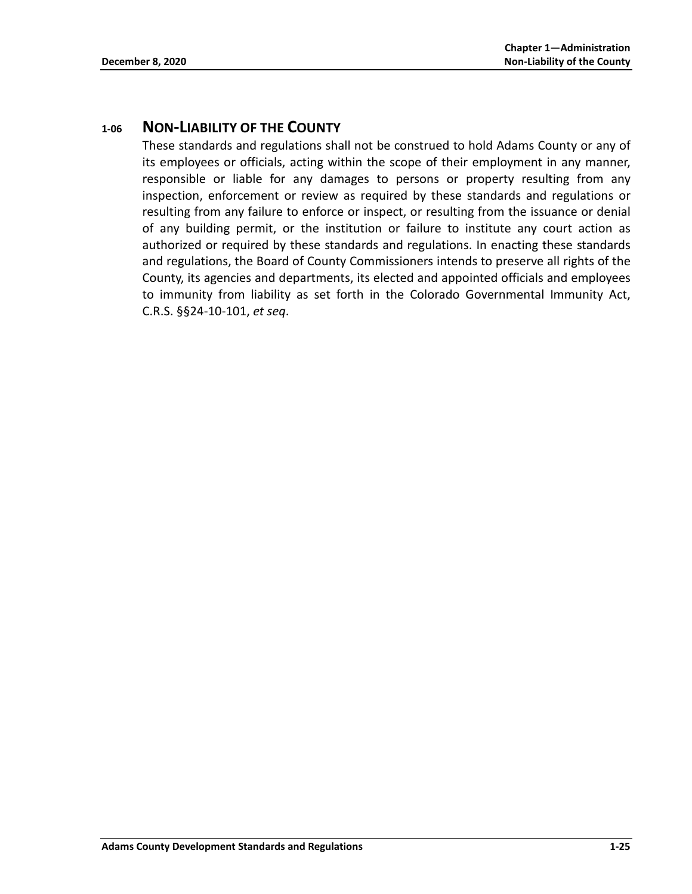## 1-06 NON-LIABILITY OF THE COUNTY

These standards and regulations shall not be construed to hold Adams County or any of its employees or officials, acting within the scope of their employment in any manner, responsible or liable for any damages to persons or property resulting from any inspection, enforcement or review as required by these standards and regulations or resulting from any failure to enforce or inspect, or resulting from the issuance or denial of any building permit, or the institution or failure to institute any court action as authorized or required by these standards and regulations. In enacting these standards and regulations, the Board of County Commissioners intends to preserve all rights of the County, its agencies and departments, its elected and appointed officials and employees to immunity from liability as set forth in the Colorado Governmental Immunity Act, C.R.S. §§24-10-101, *et seq*.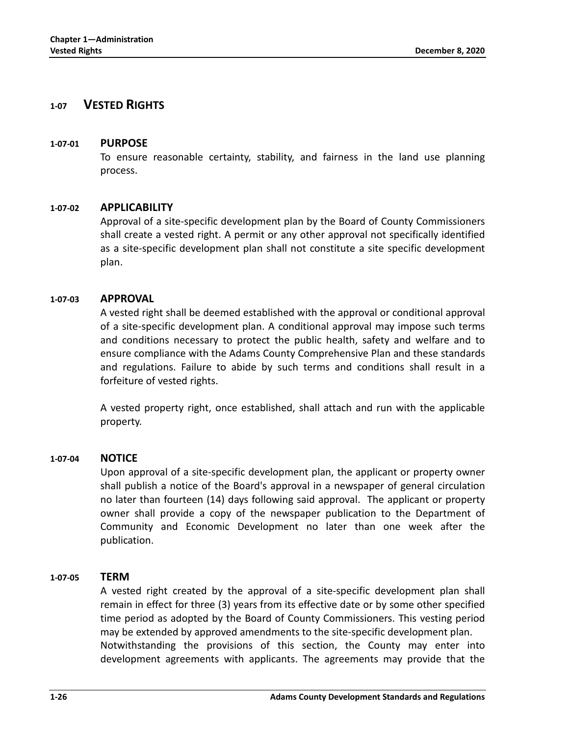# 1-07 VESTED RIGHTS

## 1-07-01 PURPOSE

To ensure reasonable certainty, stability, and fairness in the land use planning process.

## 1-07-02 APPLICABILITY

Approval of a site-specific development plan by the Board of County Commissioners shall create a vested right. A permit or any other approval not specifically identified as a site-specific development plan shall not constitute a site specific development plan.

## 1-07-03 APPROVAL

A vested right shall be deemed established with the approval or conditional approval of a site-specific development plan. A conditional approval may impose such terms and conditions necessary to protect the public health, safety and welfare and to ensure compliance with the Adams County Comprehensive Plan and these standards and regulations. Failure to abide by such terms and conditions shall result in a forfeiture of vested rights.

A vested property right, once established, shall attach and run with the applicable property.

## 1-07-04 NOTICE

Upon approval of a site-specific development plan, the applicant or property owner shall publish a notice of the Board's approval in a newspaper of general circulation no later than fourteen (14) days following said approval. The applicant or property owner shall provide a copy of the newspaper publication to the Department of Community and Economic Development no later than one week after the publication.

## 1-07-05 TERM

A vested right created by the approval of a site-specific development plan shall remain in effect for three (3) years from its effective date or by some other specified time period as adopted by the Board of County Commissioners. This vesting period may be extended by approved amendments to the site-specific development plan.

Notwithstanding the provisions of this section, the County may enter into development agreements with applicants. The agreements may provide that the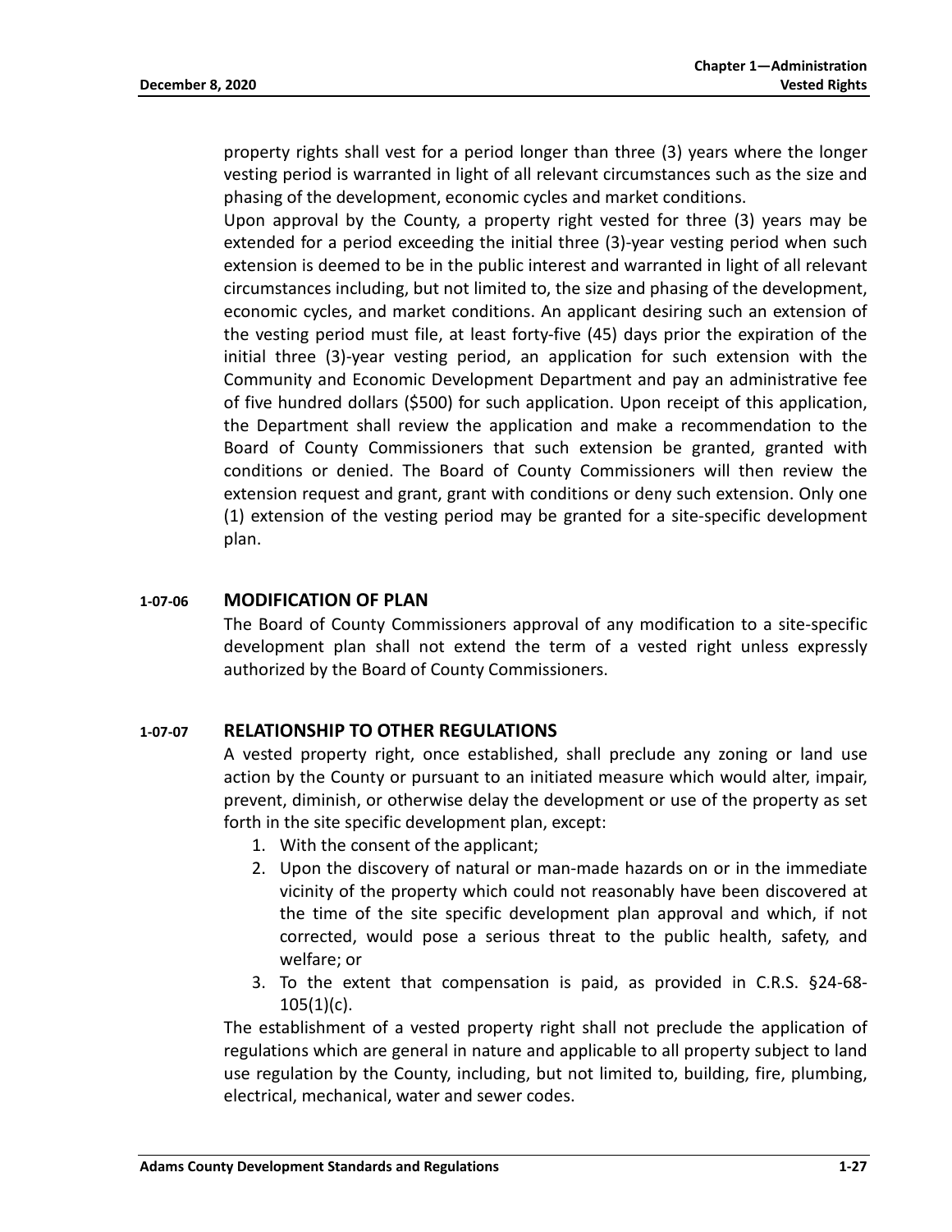property rights shall vest for a period longer than three (3) years where the longer vesting period is warranted in light of all relevant circumstances such as the size and phasing of the development, economic cycles and market conditions.

Upon approval by the County, a property right vested for three (3) years may be extended for a period exceeding the initial three (3)-year vesting period when such extension is deemed to be in the public interest and warranted in light of all relevant circumstances including, but not limited to, the size and phasing of the development, economic cycles, and market conditions. An applicant desiring such an extension of the vesting period must file, at least forty-five (45) days prior the expiration of the initial three (3)-year vesting period, an application for such extension with the Community and Economic Development Department and pay an administrative fee of five hundred dollars ($500) for such application. Upon receipt of this application, the Department shall review the application and make a recommendation to the Board of County Commissioners that such extension be granted, granted with conditions or denied. The Board of County Commissioners will then review the extension request and grant, grant with conditions or deny such extension. Only one (1) extension of the vesting period may be granted for a site-specific development plan.

## 1-07-06 MODIFICATION OF PLAN

The Board of County Commissioners approval of any modification to a site-specific development plan shall not extend the term of a vested right unless expressly authorized by the Board of County Commissioners.

## 1-07-07 RELATIONSHIP TO OTHER REGULATIONS

A vested property right, once established, shall preclude any zoning or land use action by the County or pursuant to an initiated measure which would alter, impair, prevent, diminish, or otherwise delay the development or use of the property as set forth in the site specific development plan, except:

1. With the consent of the applicant;
2. Upon the discovery of natural or man-made hazards on or in the immediate vicinity of the property which could not reasonably have been discovered at the time of the site specific development plan approval and which, if not corrected, would pose a serious threat to the public health, safety, and welfare; or
3. To the extent that compensation is paid, as provided in C.R.S. §24-68-105(1)(c).

The establishment of a vested property right shall not preclude the application of regulations which are general in nature and applicable to all property subject to land use regulation by the County, including, but not limited to, building, fire, plumbing, electrical, mechanical, water and sewer codes.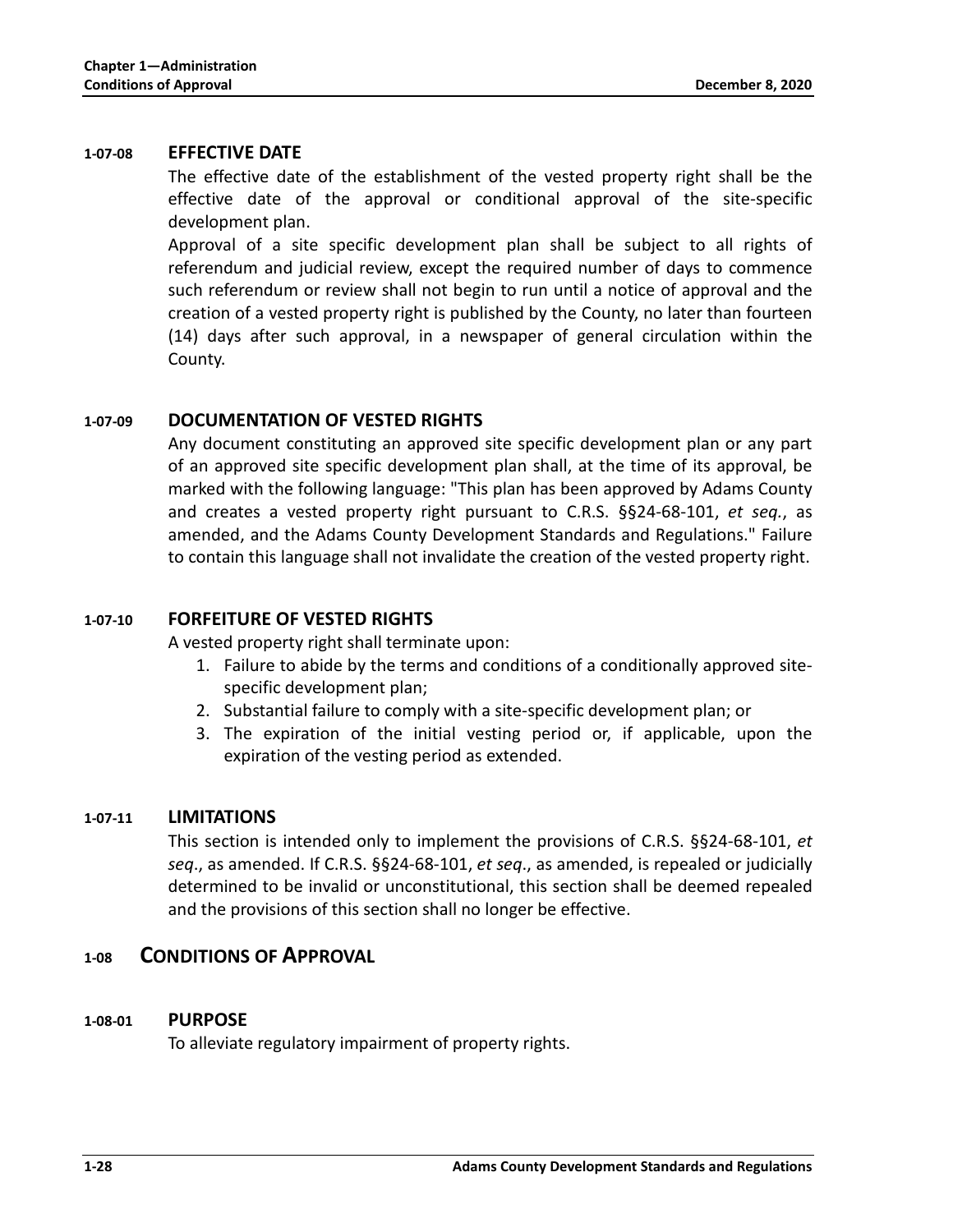### 1-07-08 EFFECTIVE DATE

The effective date of the establishment of the vested property right shall be the effective date of the approval or conditional approval of the site-specific development plan.

Approval of a site specific development plan shall be subject to all rights of referendum and judicial review, except the required number of days to commence such referendum or review shall not begin to run until a notice of approval and the creation of a vested property right is published by the County, no later than fourteen (14) days after such approval, in a newspaper of general circulation within the County.

### 1-07-09 DOCUMENTATION OF VESTED RIGHTS

Any document constituting an approved site specific development plan or any part of an approved site specific development plan shall, at the time of its approval, be marked with the following language: "This plan has been approved by Adams County and creates a vested property right pursuant to C.R.S. §§24-68-101, *et seq.*, as amended, and the Adams County Development Standards and Regulations." Failure to contain this language shall not invalidate the creation of the vested property right.

### 1-07-10 FORFEITURE OF VESTED RIGHTS

A vested property right shall terminate upon:

1. Failure to abide by the terms and conditions of a conditionally approved site-specific development plan;
2. Substantial failure to comply with a site-specific development plan; or
3. The expiration of the initial vesting period or, if applicable, upon the expiration of the vesting period as extended.

### 1-07-11 LIMITATIONS

This section is intended only to implement the provisions of C.R.S. §§24-68-101, *et seq*., as amended. If C.R.S. §§24-68-101, *et seq*., as amended, is repealed or judicially determined to be invalid or unconstitutional, this section shall be deemed repealed and the provisions of this section shall no longer be effective.

## 1-08 CONDITIONS OF APPROVAL

### 1-08-01 PURPOSE

To alleviate regulatory impairment of property rights.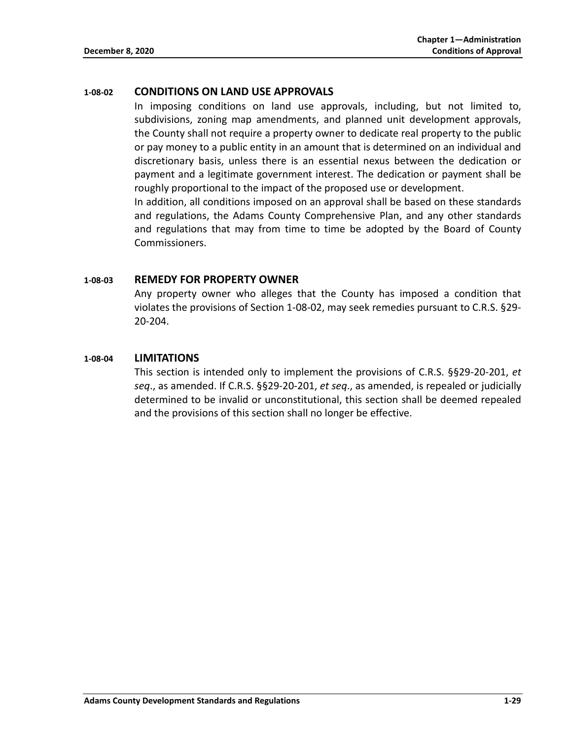## 1-08-02 CONDITIONS ON LAND USE APPROVALS

In imposing conditions on land use approvals, including, but not limited to, subdivisions, zoning map amendments, and planned unit development approvals, the County shall not require a property owner to dedicate real property to the public or pay money to a public entity in an amount that is determined on an individual and discretionary basis, unless there is an essential nexus between the dedication or payment and a legitimate government interest. The dedication or payment shall be roughly proportional to the impact of the proposed use or development.

In addition, all conditions imposed on an approval shall be based on these standards and regulations, the Adams County Comprehensive Plan, and any other standards and regulations that may from time to time be adopted by the Board of County Commissioners.

## 1-08-03 REMEDY FOR PROPERTY OWNER

Any property owner who alleges that the County has imposed a condition that violates the provisions of Section 1-08-02, may seek remedies pursuant to C.R.S. §29-20-204.

## 1-08-04 LIMITATIONS

This section is intended only to implement the provisions of C.R.S. §§29-20-201, *et seq*., as amended. If C.R.S. §§29-20-201, *et seq*., as amended, is repealed or judicially determined to be invalid or unconstitutional, this section shall be deemed repealed and the provisions of this section shall no longer be effective.